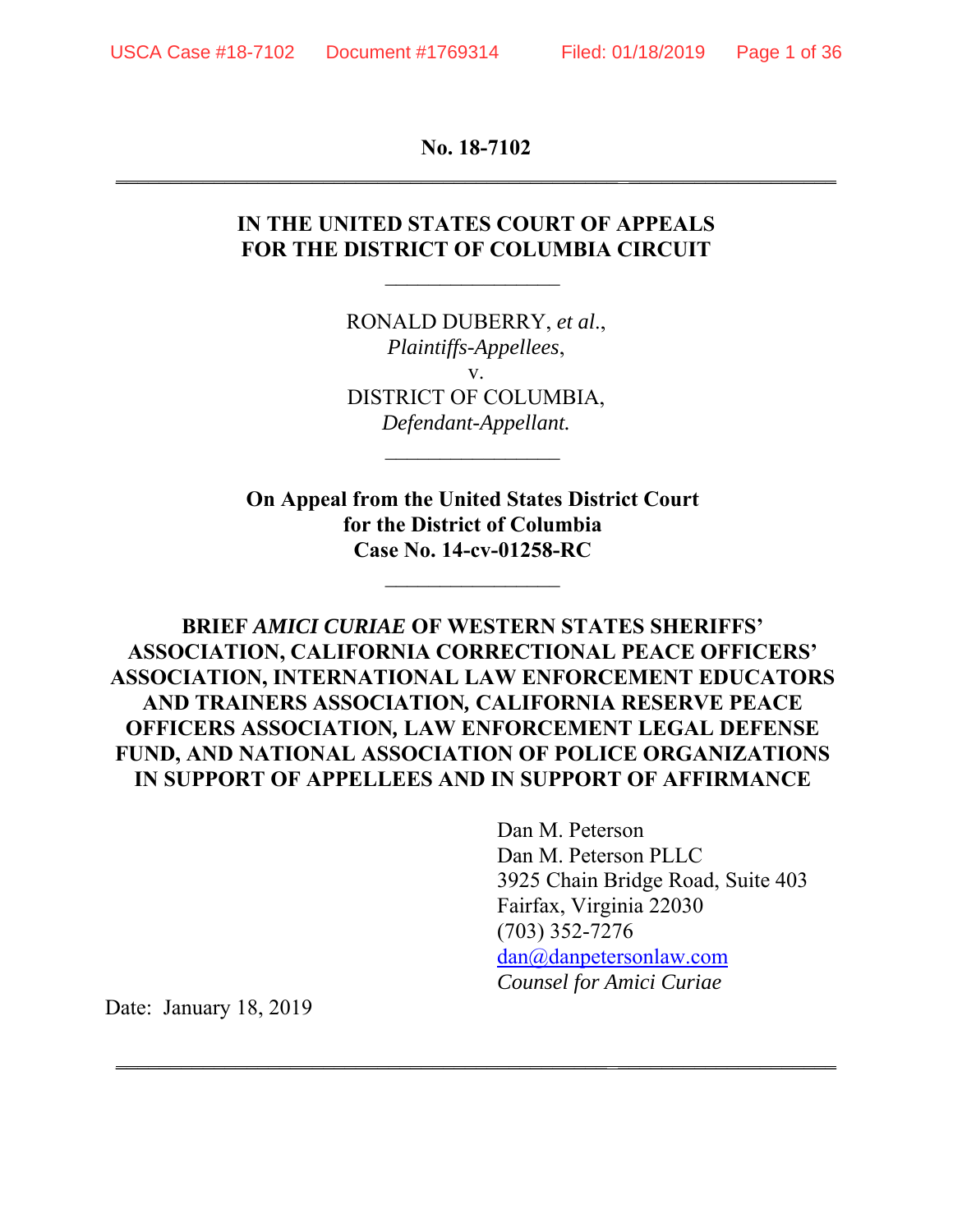**No. 18-7102**

---

**IN THE UNITED STATES COURT OF APPEALS**
**FOR THE DISTRICT OF COLUMBIA CIRCUIT**

\_\_\_\_\_\_\_\_\_\_\_\_\_\_\_\_

RONALD DUBERRY, *et al.*,
*Plaintiffs-Appellees*,
v.
DISTRICT OF COLUMBIA,
*Defendant-Appellant.*

\_\_\_\_\_\_\_\_\_\_\_\_\_\_\_\_

**On Appeal from the United States District Court**
**for the District of Columbia**
**Case No. 14-cv-01258-RC**

\_\_\_\_\_\_\_\_\_\_\_\_\_\_\_\_

**BRIEF *AMICI CURIAE* OF WESTERN STATES SHERIFFS' ASSOCIATION, CALIFORNIA CORRECTIONAL PEACE OFFICERS' ASSOCIATION, INTERNATIONAL LAW ENFORCEMENT EDUCATORS AND TRAINERS ASSOCIATION, CALIFORNIA RESERVE PEACE OFFICERS ASSOCIATION, LAW ENFORCEMENT LEGAL DEFENSE FUND, AND NATIONAL ASSOCIATION OF POLICE ORGANIZATIONS IN SUPPORT OF APPELLEES AND IN SUPPORT OF AFFIRMANCE**

Dan M. Peterson
Dan M. Peterson PLLC
3925 Chain Bridge Road, Suite 403
Fairfax, Virginia 22030
(703) 352-7276
dan@danpetersonlaw.com
*Counsel for Amici Curiae*

Date: January 18, 2019

---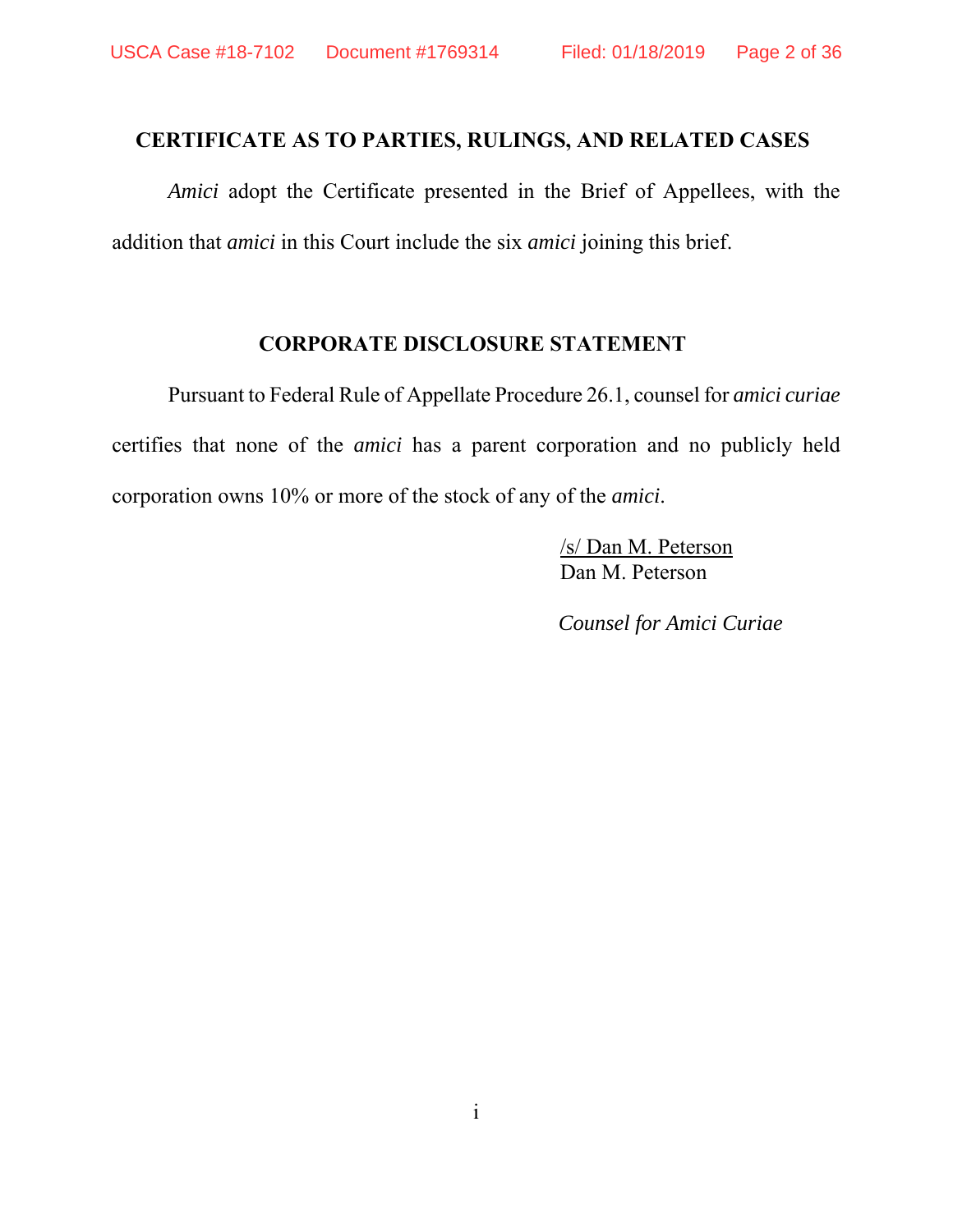## CERTIFICATE AS TO PARTIES, RULINGS, AND RELATED CASES

*Amici* adopt the Certificate presented in the Brief of Appellees, with the addition that *amici* in this Court include the six *amici* joining this brief.

## CORPORATE DISCLOSURE STATEMENT

Pursuant to Federal Rule of Appellate Procedure 26.1, counsel for *amici curiae* certifies that none of the *amici* has a parent corporation and no publicly held corporation owns 10% or more of the stock of any of the *amici*.

/s/ Dan M. Peterson
Dan M. Peterson

*Counsel for Amici Curiae*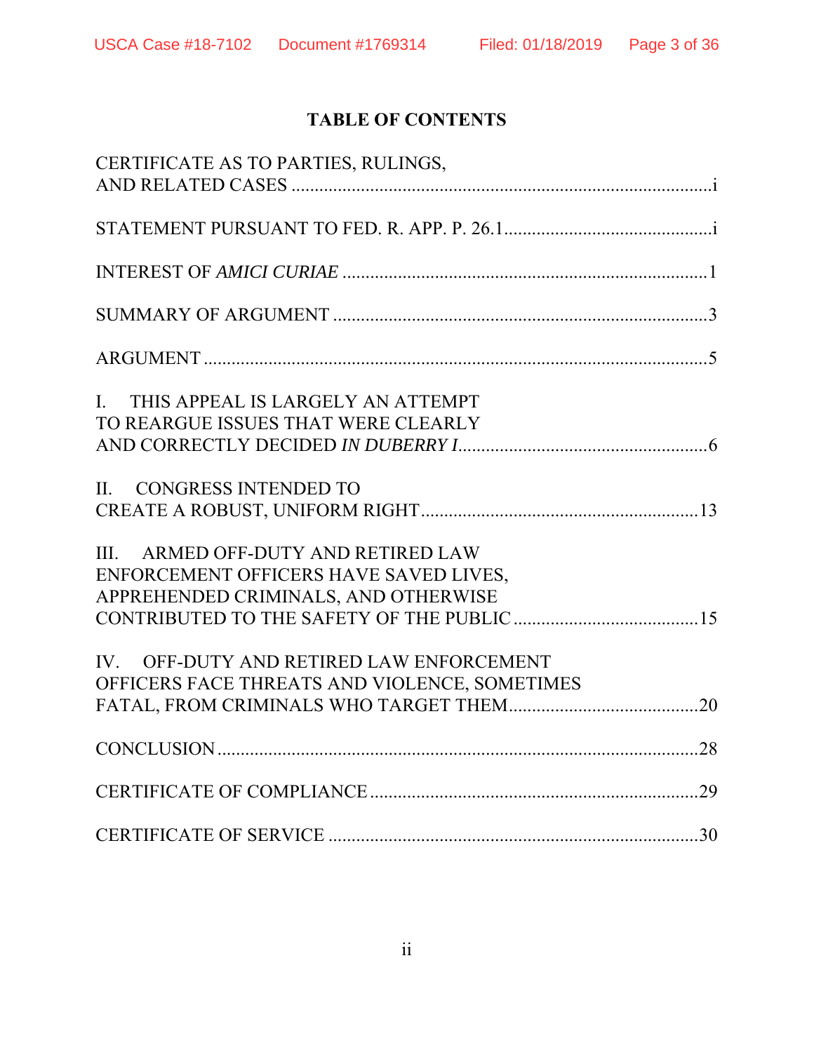# TABLE OF CONTENTS

CERTIFICATE AS TO PARTIES, RULINGS, AND RELATED CASES .......... i

STATEMENT PURSUANT TO FED. R. APP. P. 26.1 .......... i

INTEREST OF *AMICI CURIAE* .......... 1

SUMMARY OF ARGUMENT .......... 3

ARGUMENT .......... 5

I. THIS APPEAL IS LARGELY AN ATTEMPT TO REARGUE ISSUES THAT WERE CLEARLY AND CORRECTLY DECIDED *IN DUBERRY I* .......... 6

II. CONGRESS INTENDED TO CREATE A ROBUST, UNIFORM RIGHT .......... 13

III. ARMED OFF-DUTY AND RETIRED LAW ENFORCEMENT OFFICERS HAVE SAVED LIVES, APPREHENDED CRIMINALS, AND OTHERWISE CONTRIBUTED TO THE SAFETY OF THE PUBLIC .......... 15

IV. OFF-DUTY AND RETIRED LAW ENFORCEMENT OFFICERS FACE THREATS AND VIOLENCE, SOMETIMES FATAL, FROM CRIMINALS WHO TARGET THEM .......... 20

CONCLUSION .......... 28

CERTIFICATE OF COMPLIANCE .......... 29

CERTIFICATE OF SERVICE .......... 30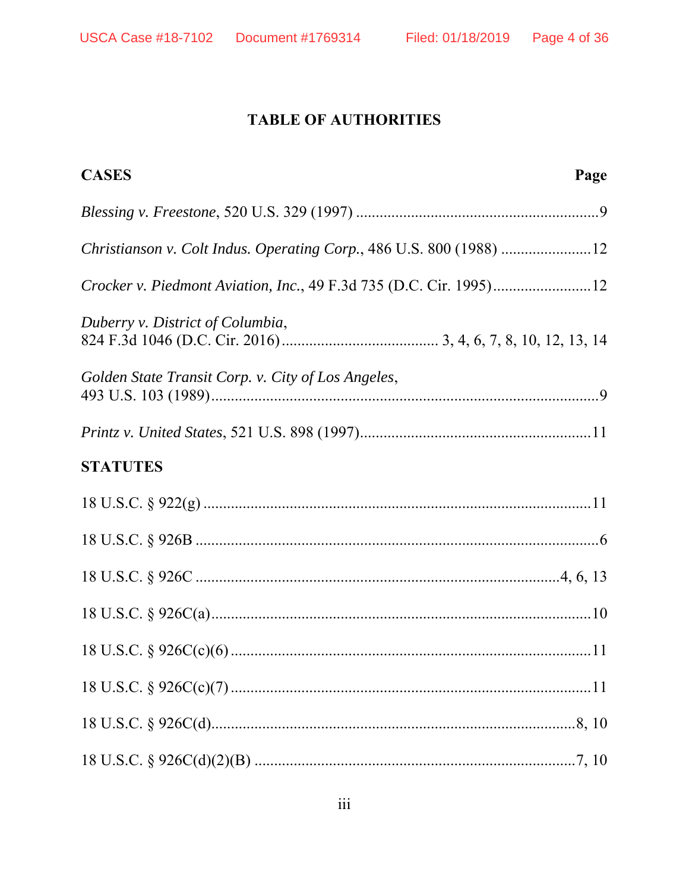# TABLE OF AUTHORITIES

**CASES** **Page**

*Blessing v. Freestone*, 520 U.S. 329 (1997) ............................................................9

*Christianson v. Colt Indus. Operating Corp.*, 486 U.S. 800 (1988) .......................12

*Crocker v. Piedmont Aviation, Inc.*, 49 F.3d 735 (D.C. Cir. 1995).........................12

*Duberry v. District of Columbia*, 824 F.3d 1046 (D.C. Cir. 2016)........................................ 3, 4, 6, 7, 8, 10, 12, 13, 14

*Golden State Transit Corp. v. City of Los Angeles*, 493 U.S. 103 (1989)...................................................................................................9

*Printz v. United States*, 521 U.S. 898 (1997)..........................................................11

**STATUTES**

18 U.S.C. § 922(g) ...................................................................................................11

18 U.S.C. § 926B .......................................................................................................6

18 U.S.C. § 926C ..........................................................................................4, 6, 13

18 U.S.C. § 926C(a).................................................................................................10

18 U.S.C. § 926C(c)(6) ............................................................................................11

18 U.S.C. § 926C(c)(7) ............................................................................................11

18 U.S.C. § 926C(d)..............................................................................................8, 10

18 U.S.C. § 926C(d)(2)(B) ....................................................................................7, 10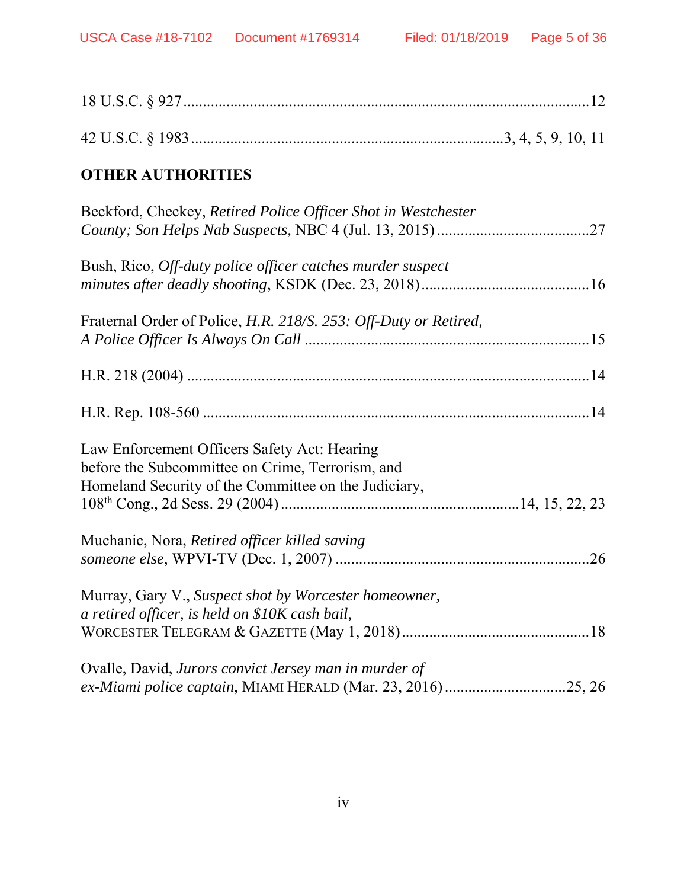18 U.S.C. § 927 ....................................................................................................12

42 U.S.C. § 1983 ...............................................................................3, 4, 5, 9, 10, 11

**OTHER AUTHORITIES**

Beckford, Checkey, *Retired Police Officer Shot in Westchester County; Son Helps Nab Suspects,* NBC 4 (Jul. 13, 2015) .......................................27

Bush, Rico, *Off-duty police officer catches murder suspect minutes after deadly shooting*, KSDK (Dec. 23, 2018) ...........................................16

Fraternal Order of Police, *H.R. 218/S. 253: Off-Duty or Retired, A Police Officer Is Always On Call* ........................................................................15

H.R. 218 (2004) .....................................................................................................14

H.R. Rep. 108-560 ..................................................................................................14

Law Enforcement Officers Safety Act: Hearing before the Subcommittee on Crime, Terrorism, and Homeland Security of the Committee on the Judiciary, 108th Cong., 2d Sess. 29 (2004) ............................................................14, 15, 22, 23

Muchanic, Nora, *Retired officer killed saving someone else*, WPVI-TV (Dec. 1, 2007) .................................................................26

Murray, Gary V., *Suspect shot by Worcester homeowner, a retired officer, is held on $10K cash bail,* WORCESTER TELEGRAM & GAZETTE (May 1, 2018) ................................................18

Ovalle, David, *Jurors convict Jersey man in murder of ex-Miami police captain*, MIAMI HERALD (Mar. 23, 2016) ...............................25, 26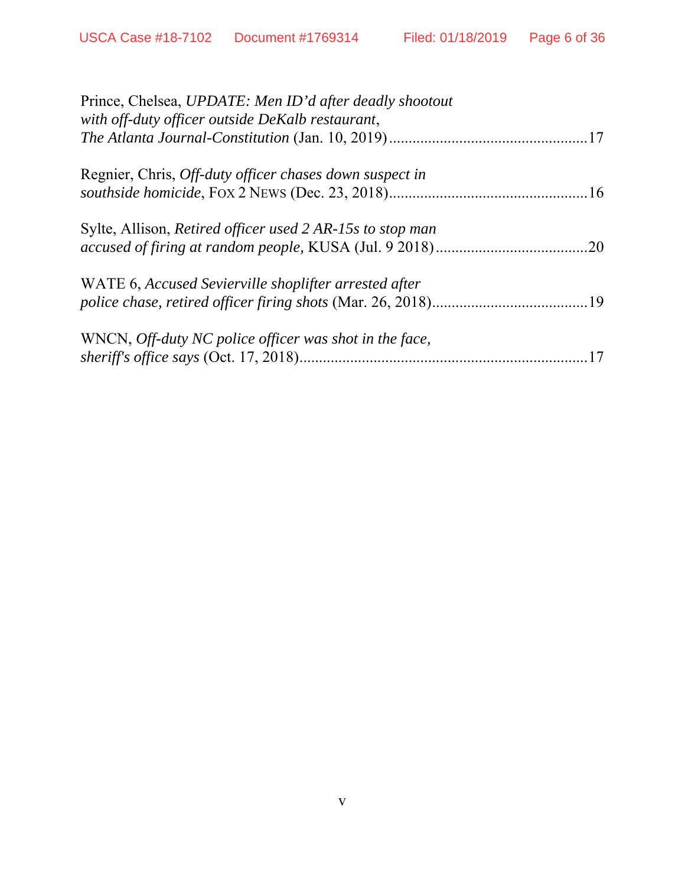Prince, Chelsea, *UPDATE: Men ID'd after deadly shootout with off-duty officer outside DeKalb restaurant*, *The Atlanta Journal-Constitution* (Jan. 10, 2019) ....................................................17

Regnier, Chris, *Off-duty officer chases down suspect in southside homicide*, FOX 2 NEWS (Dec. 23, 2018)....................................................16

Sylte, Allison, *Retired officer used 2 AR-15s to stop man accused of firing at random people,* KUSA (Jul. 9 2018) .......................................20

WATE 6, *Accused Sevierville shoplifter arrested after police chase, retired officer firing shots* (Mar. 26, 2018)........................................19

WNCN, *Off-duty NC police officer was shot in the face, sheriff's office says* (Oct. 17, 2018)..........................................................................17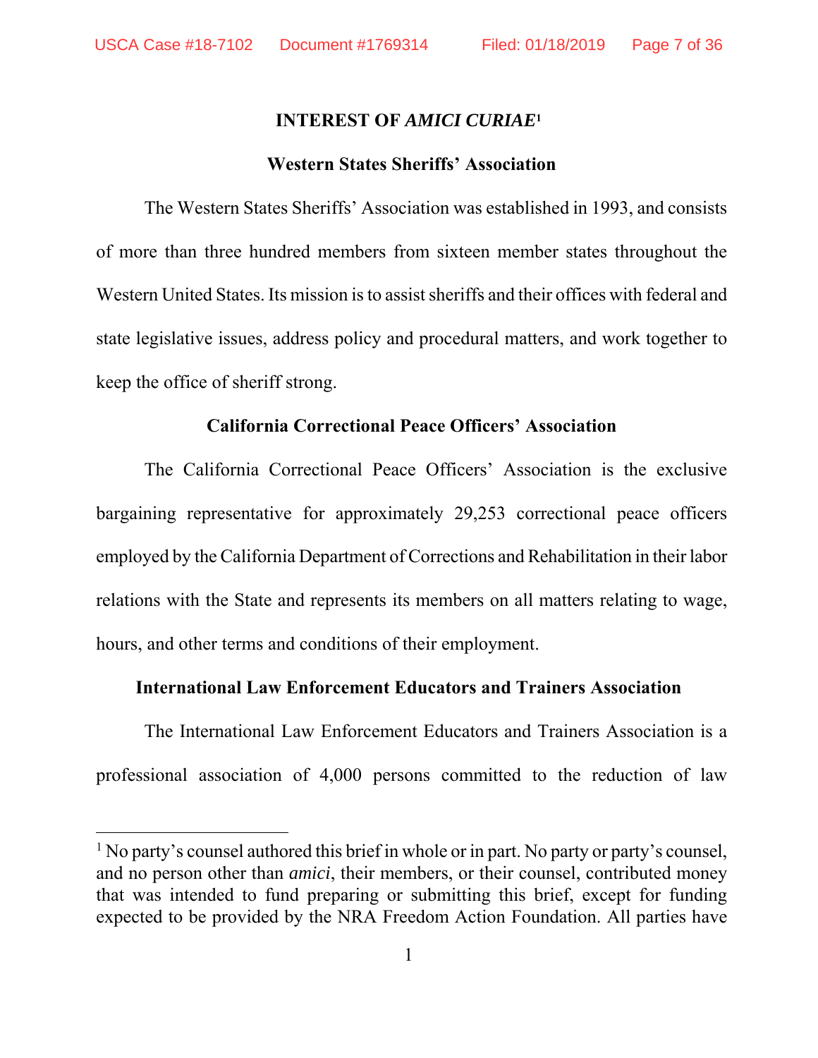## INTEREST OF *AMICI CURIAE*[1]

### Western States Sheriffs' Association

The Western States Sheriffs' Association was established in 1993, and consists of more than three hundred members from sixteen member states throughout the Western United States. Its mission is to assist sheriffs and their offices with federal and state legislative issues, address policy and procedural matters, and work together to keep the office of sheriff strong.

### California Correctional Peace Officers' Association

The California Correctional Peace Officers' Association is the exclusive bargaining representative for approximately 29,253 correctional peace officers employed by the California Department of Corrections and Rehabilitation in their labor relations with the State and represents its members on all matters relating to wage, hours, and other terms and conditions of their employment.

### International Law Enforcement Educators and Trainers Association

The International Law Enforcement Educators and Trainers Association is a professional association of 4,000 persons committed to the reduction of law

---

[1] No party's counsel authored this brief in whole or in part. No party or party's counsel, and no person other than *amici*, their members, or their counsel, contributed money that was intended to fund preparing or submitting this brief, except for funding expected to be provided by the NRA Freedom Action Foundation. All parties have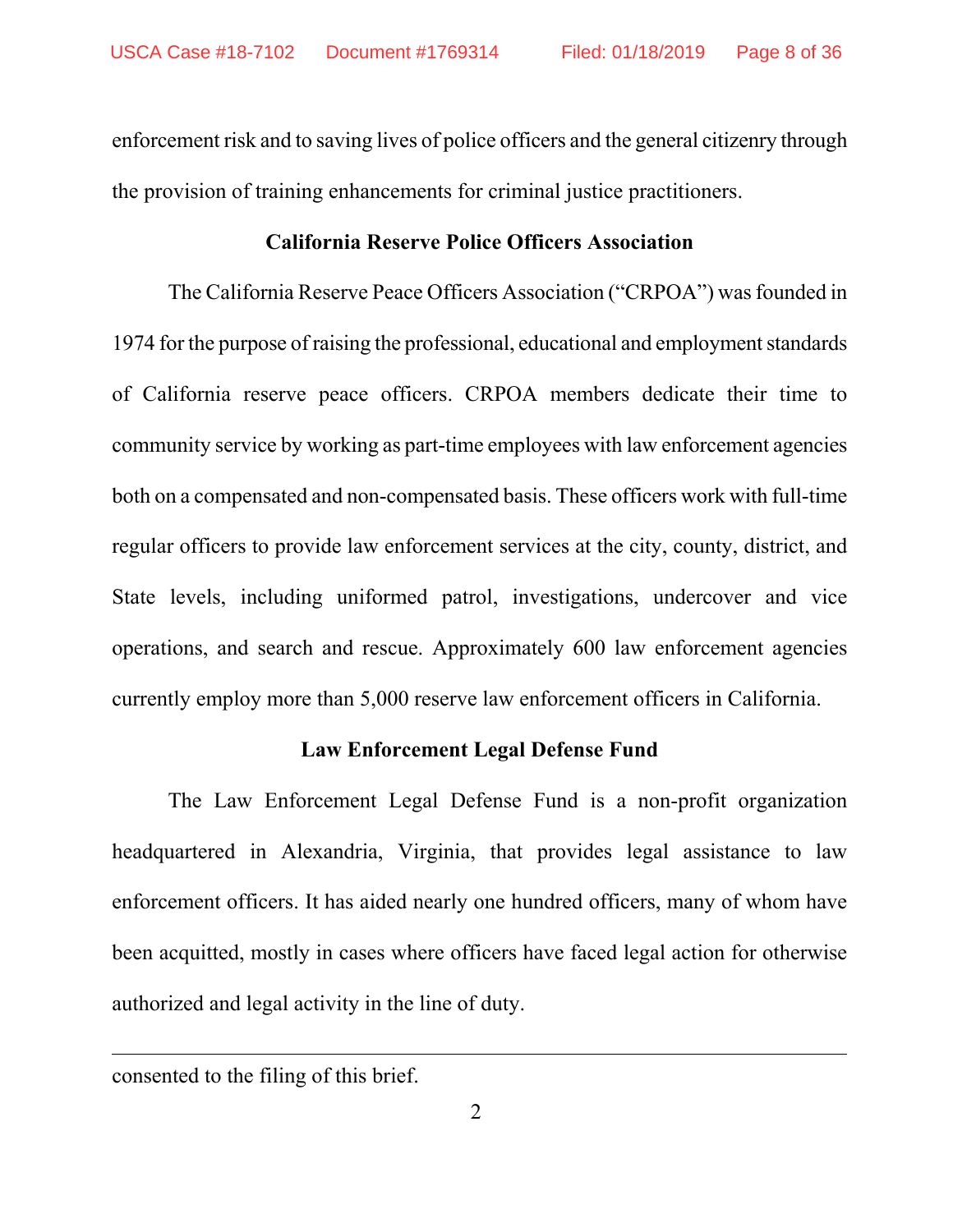enforcement risk and to saving lives of police officers and the general citizenry through the provision of training enhancements for criminal justice practitioners.

**California Reserve Police Officers Association**

The California Reserve Peace Officers Association ("CRPOA") was founded in 1974 for the purpose of raising the professional, educational and employment standards of California reserve peace officers. CRPOA members dedicate their time to community service by working as part-time employees with law enforcement agencies both on a compensated and non-compensated basis. These officers work with full-time regular officers to provide law enforcement services at the city, county, district, and State levels, including uniformed patrol, investigations, undercover and vice operations, and search and rescue. Approximately 600 law enforcement agencies currently employ more than 5,000 reserve law enforcement officers in California.

**Law Enforcement Legal Defense Fund**

The Law Enforcement Legal Defense Fund is a non-profit organization headquartered in Alexandria, Virginia, that provides legal assistance to law enforcement officers. It has aided nearly one hundred officers, many of whom have been acquitted, mostly in cases where officers have faced legal action for otherwise authorized and legal activity in the line of duty.

---

consented to the filing of this brief.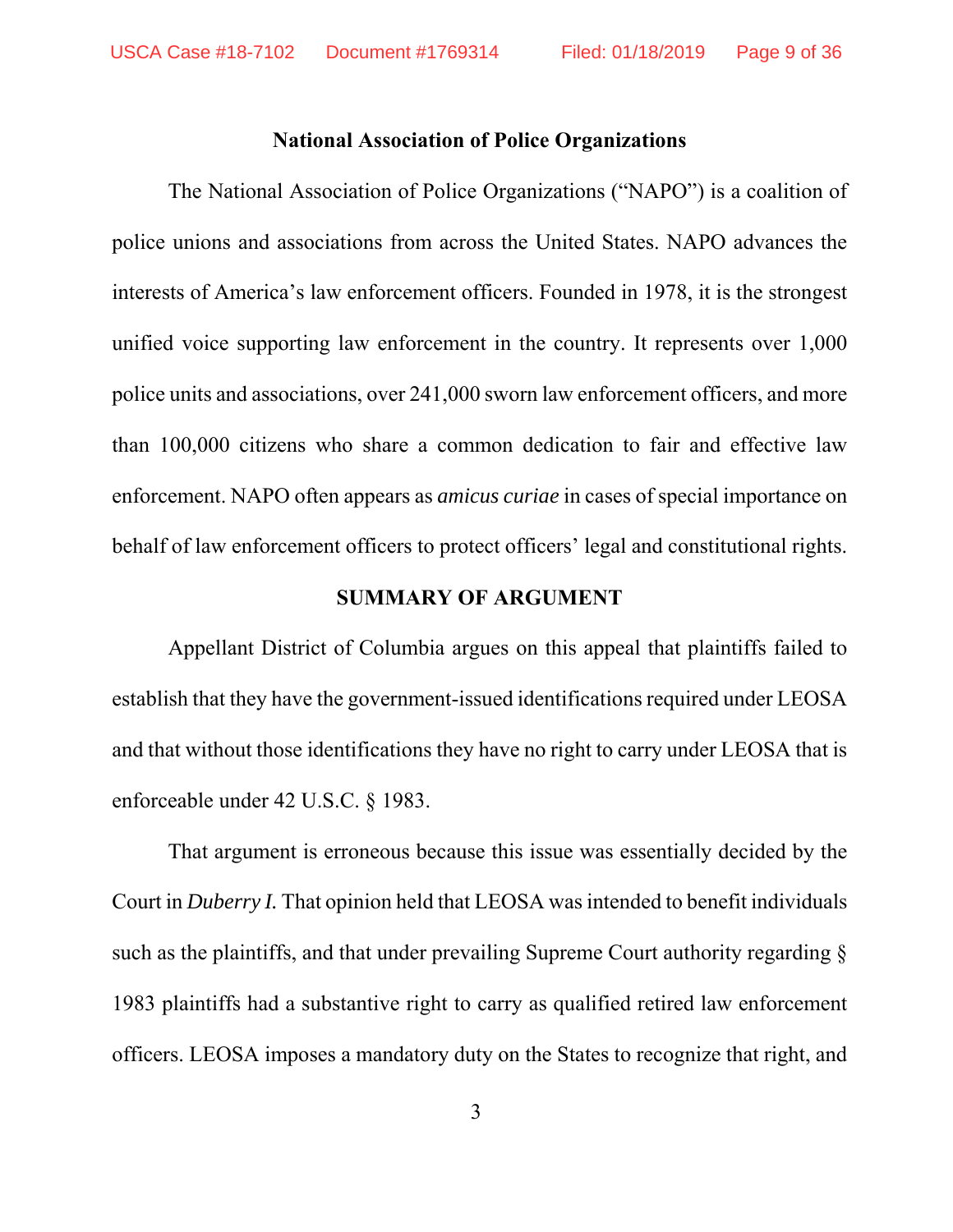## National Association of Police Organizations

The National Association of Police Organizations ("NAPO") is a coalition of police unions and associations from across the United States. NAPO advances the interests of America's law enforcement officers. Founded in 1978, it is the strongest unified voice supporting law enforcement in the country. It represents over 1,000 police units and associations, over 241,000 sworn law enforcement officers, and more than 100,000 citizens who share a common dedication to fair and effective law enforcement. NAPO often appears as *amicus curiae* in cases of special importance on behalf of law enforcement officers to protect officers' legal and constitutional rights.

## SUMMARY OF ARGUMENT

Appellant District of Columbia argues on this appeal that plaintiffs failed to establish that they have the government-issued identifications required under LEOSA and that without those identifications they have no right to carry under LEOSA that is enforceable under 42 U.S.C. § 1983.

That argument is erroneous because this issue was essentially decided by the Court in *Duberry I.* That opinion held that LEOSA was intended to benefit individuals such as the plaintiffs, and that under prevailing Supreme Court authority regarding § 1983 plaintiffs had a substantive right to carry as qualified retired law enforcement officers. LEOSA imposes a mandatory duty on the States to recognize that right, and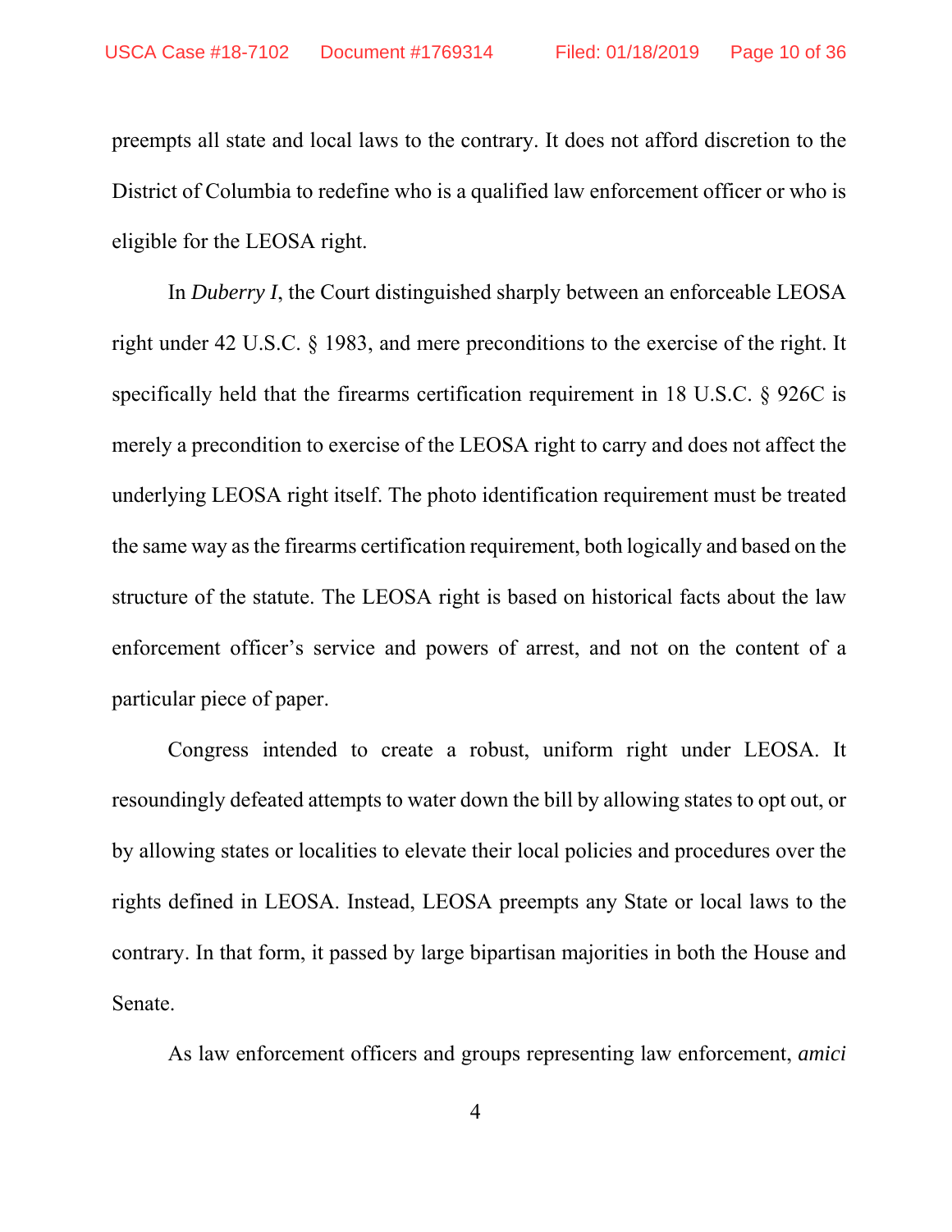preempts all state and local laws to the contrary. It does not afford discretion to the District of Columbia to redefine who is a qualified law enforcement officer or who is eligible for the LEOSA right.

In *Duberry I*, the Court distinguished sharply between an enforceable LEOSA right under 42 U.S.C. § 1983, and mere preconditions to the exercise of the right. It specifically held that the firearms certification requirement in 18 U.S.C. § 926C is merely a precondition to exercise of the LEOSA right to carry and does not affect the underlying LEOSA right itself. The photo identification requirement must be treated the same way as the firearms certification requirement, both logically and based on the structure of the statute. The LEOSA right is based on historical facts about the law enforcement officer's service and powers of arrest, and not on the content of a particular piece of paper.

Congress intended to create a robust, uniform right under LEOSA. It resoundingly defeated attempts to water down the bill by allowing states to opt out, or by allowing states or localities to elevate their local policies and procedures over the rights defined in LEOSA. Instead, LEOSA preempts any State or local laws to the contrary. In that form, it passed by large bipartisan majorities in both the House and Senate.

As law enforcement officers and groups representing law enforcement, *amici*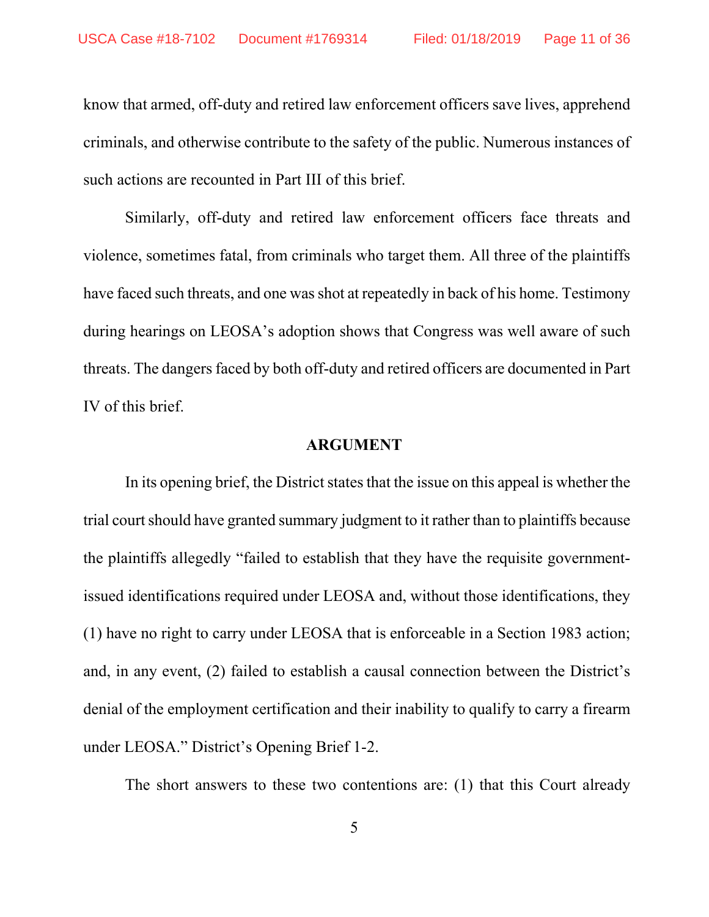know that armed, off-duty and retired law enforcement officers save lives, apprehend criminals, and otherwise contribute to the safety of the public. Numerous instances of such actions are recounted in Part III of this brief.

Similarly, off-duty and retired law enforcement officers face threats and violence, sometimes fatal, from criminals who target them. All three of the plaintiffs have faced such threats, and one was shot at repeatedly in back of his home. Testimony during hearings on LEOSA's adoption shows that Congress was well aware of such threats. The dangers faced by both off-duty and retired officers are documented in Part IV of this brief.

## ARGUMENT

In its opening brief, the District states that the issue on this appeal is whether the trial court should have granted summary judgment to it rather than to plaintiffs because the plaintiffs allegedly "failed to establish that they have the requisite government-issued identifications required under LEOSA and, without those identifications, they (1) have no right to carry under LEOSA that is enforceable in a Section 1983 action; and, in any event, (2) failed to establish a causal connection between the District's denial of the employment certification and their inability to qualify to carry a firearm under LEOSA." District's Opening Brief 1-2.

The short answers to these two contentions are: (1) that this Court already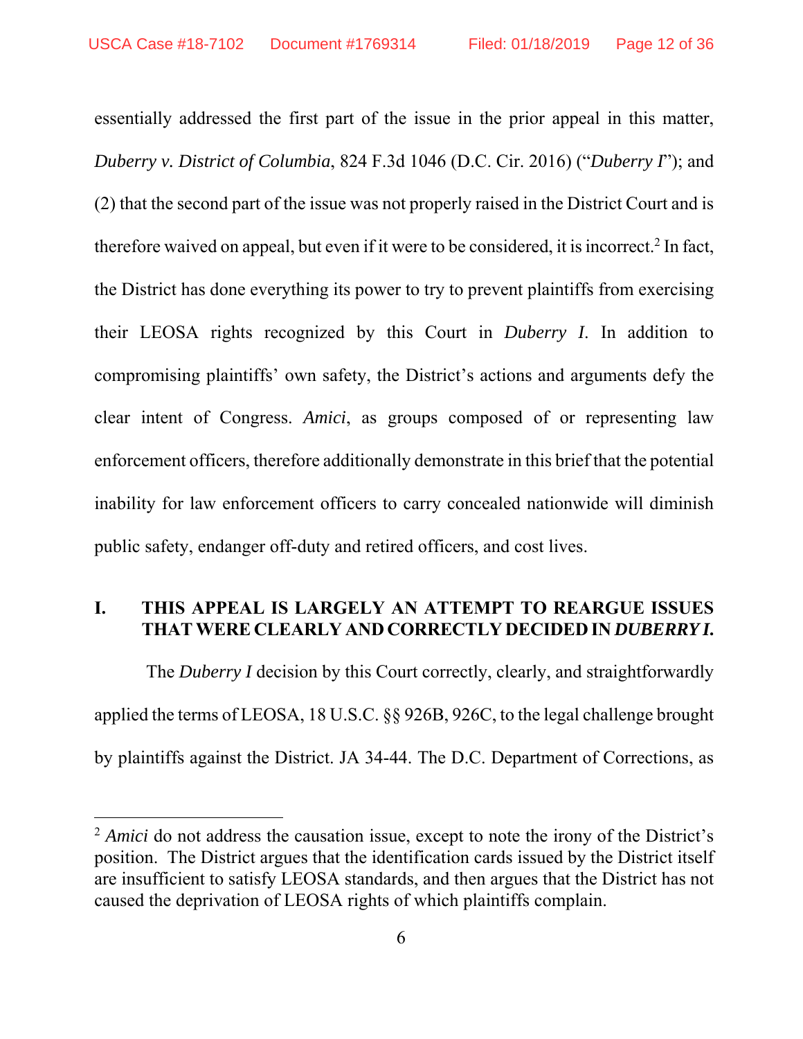essentially addressed the first part of the issue in the prior appeal in this matter, *Duberry v. District of Columbia*, 824 F.3d 1046 (D.C. Cir. 2016) ("*Duberry I*"); and (2) that the second part of the issue was not properly raised in the District Court and is therefore waived on appeal, but even if it were to be considered, it is incorrect.[2] In fact, the District has done everything its power to try to prevent plaintiffs from exercising their LEOSA rights recognized by this Court in *Duberry I*. In addition to compromising plaintiffs' own safety, the District's actions and arguments defy the clear intent of Congress. *Amici*, as groups composed of or representing law enforcement officers, therefore additionally demonstrate in this brief that the potential inability for law enforcement officers to carry concealed nationwide will diminish public safety, endanger off-duty and retired officers, and cost lives.

## I. THIS APPEAL IS LARGELY AN ATTEMPT TO REARGUE ISSUES THAT WERE CLEARLY AND CORRECTLY DECIDED IN *DUBERRY I*.

The *Duberry I* decision by this Court correctly, clearly, and straightforwardly applied the terms of LEOSA, 18 U.S.C. §§ 926B, 926C, to the legal challenge brought by plaintiffs against the District. JA 34-44. The D.C. Department of Corrections, as

---

[2] *Amici* do not address the causation issue, except to note the irony of the District's position. The District argues that the identification cards issued by the District itself are insufficient to satisfy LEOSA standards, and then argues that the District has not caused the deprivation of LEOSA rights of which plaintiffs complain.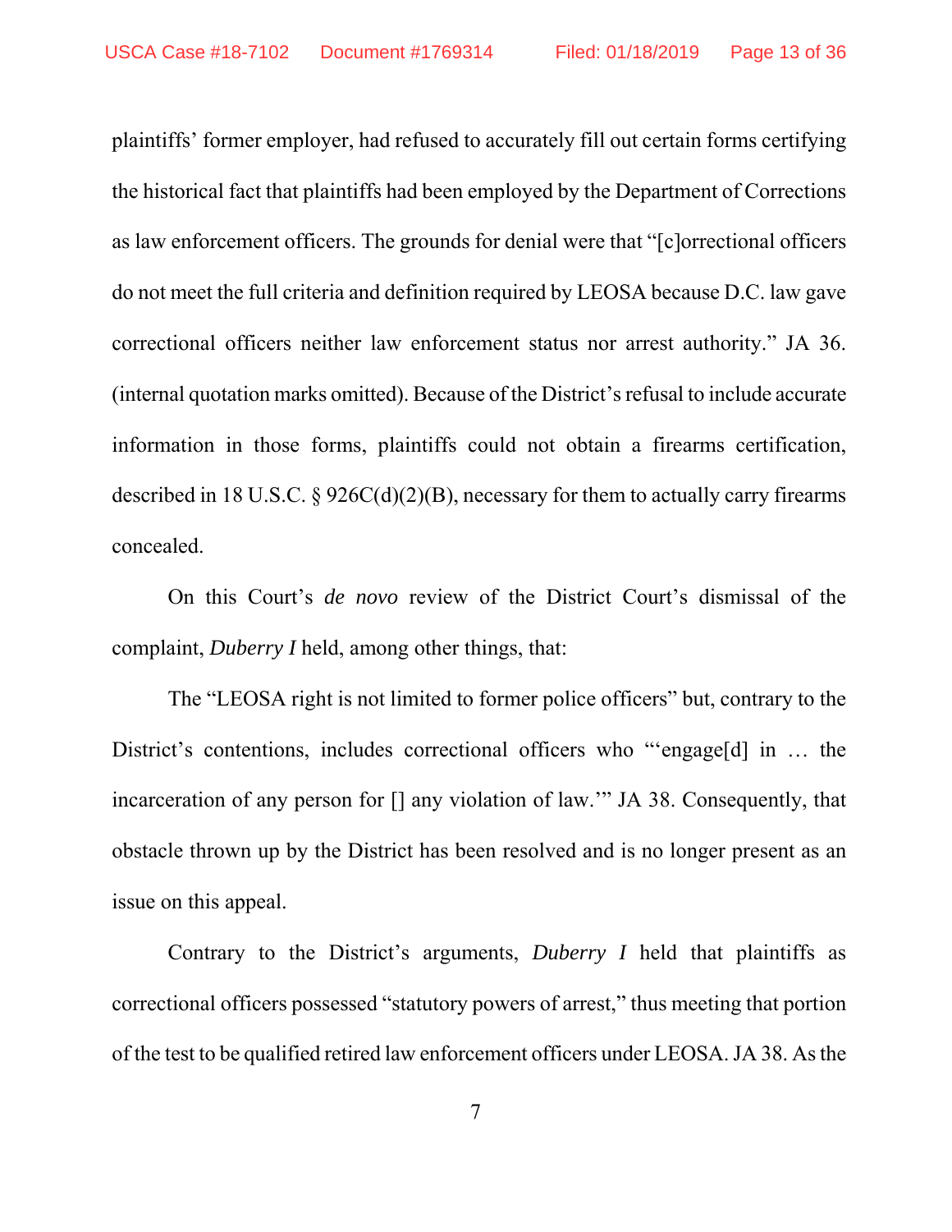plaintiffs' former employer, had refused to accurately fill out certain forms certifying the historical fact that plaintiffs had been employed by the Department of Corrections as law enforcement officers. The grounds for denial were that "[c]orrectional officers do not meet the full criteria and definition required by LEOSA because D.C. law gave correctional officers neither law enforcement status nor arrest authority." JA 36. (internal quotation marks omitted). Because of the District's refusal to include accurate information in those forms, plaintiffs could not obtain a firearms certification, described in 18 U.S.C. § 926C(d)(2)(B), necessary for them to actually carry firearms concealed.

On this Court's *de novo* review of the District Court's dismissal of the complaint, *Duberry I* held, among other things, that:

The "LEOSA right is not limited to former police officers" but, contrary to the District's contentions, includes correctional officers who "'engage[d] in … the incarceration of any person for [] any violation of law.'" JA 38. Consequently, that obstacle thrown up by the District has been resolved and is no longer present as an issue on this appeal.

Contrary to the District's arguments, *Duberry I* held that plaintiffs as correctional officers possessed "statutory powers of arrest," thus meeting that portion of the test to be qualified retired law enforcement officers under LEOSA. JA 38. As the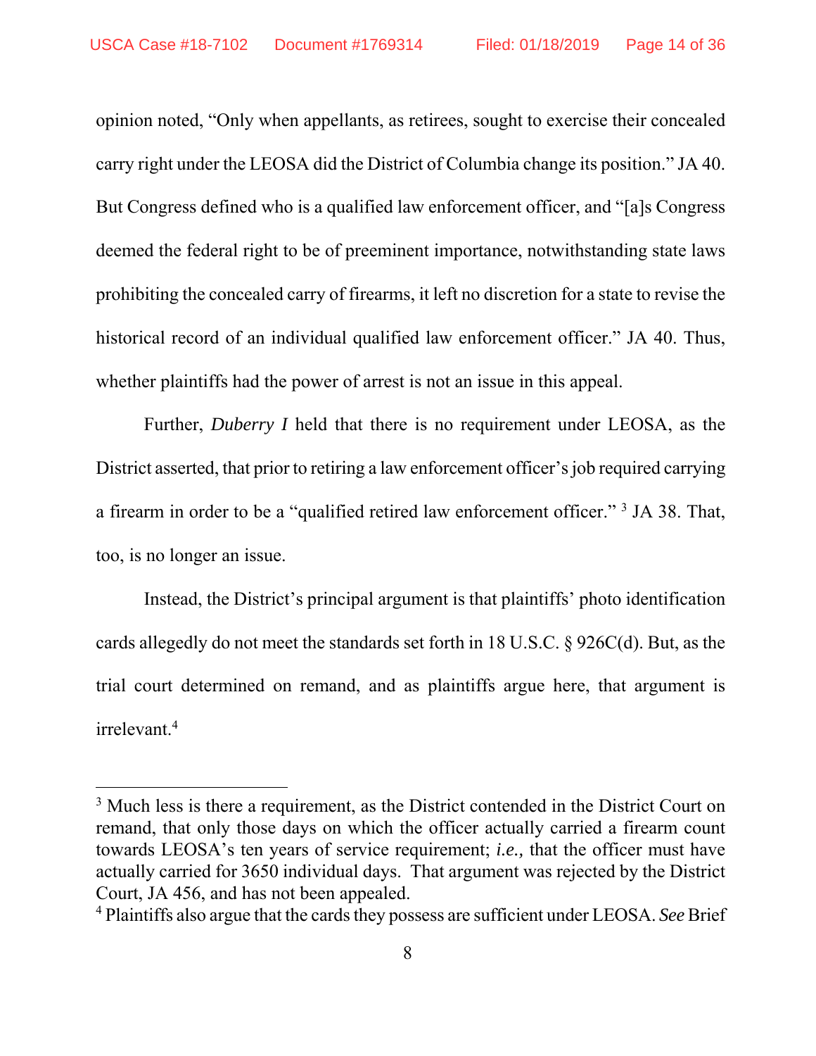opinion noted, "Only when appellants, as retirees, sought to exercise their concealed carry right under the LEOSA did the District of Columbia change its position." JA 40. But Congress defined who is a qualified law enforcement officer, and "[a]s Congress deemed the federal right to be of preeminent importance, notwithstanding state laws prohibiting the concealed carry of firearms, it left no discretion for a state to revise the historical record of an individual qualified law enforcement officer." JA 40. Thus, whether plaintiffs had the power of arrest is not an issue in this appeal.

Further, *Duberry I* held that there is no requirement under LEOSA, as the District asserted, that prior to retiring a law enforcement officer's job required carrying a firearm in order to be a "qualified retired law enforcement officer." [3] JA 38. That, too, is no longer an issue.

Instead, the District's principal argument is that plaintiffs' photo identification cards allegedly do not meet the standards set forth in 18 U.S.C. § 926C(d). But, as the trial court determined on remand, and as plaintiffs argue here, that argument is irrelevant.[4]

---

[3] Much less is there a requirement, as the District contended in the District Court on remand, that only those days on which the officer actually carried a firearm count towards LEOSA's ten years of service requirement; *i.e.,* that the officer must have actually carried for 3650 individual days. That argument was rejected by the District Court, JA 456, and has not been appealed.

[4] Plaintiffs also argue that the cards they possess are sufficient under LEOSA. *See* Brief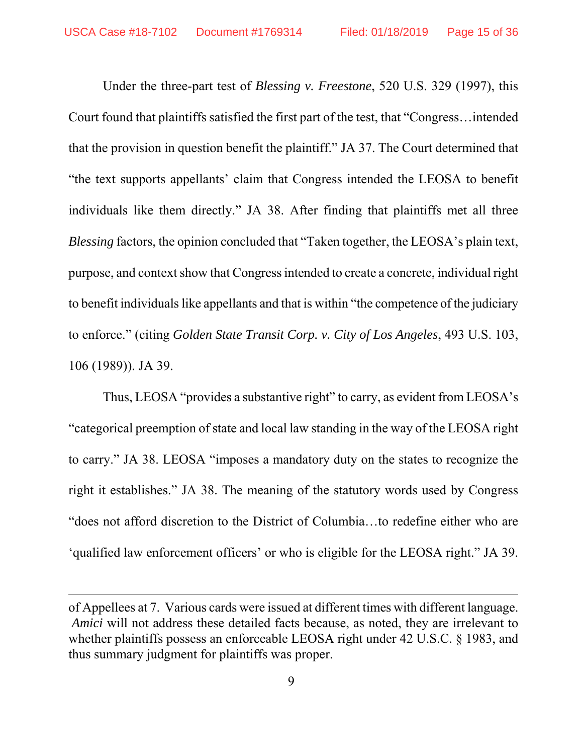Under the three-part test of *Blessing v. Freestone*, 520 U.S. 329 (1997), this Court found that plaintiffs satisfied the first part of the test, that "Congress…intended that the provision in question benefit the plaintiff." JA 37. The Court determined that "the text supports appellants' claim that Congress intended the LEOSA to benefit individuals like them directly." JA 38. After finding that plaintiffs met all three *Blessing* factors, the opinion concluded that "Taken together, the LEOSA's plain text, purpose, and context show that Congress intended to create a concrete, individual right to benefit individuals like appellants and that is within "the competence of the judiciary to enforce." (citing *Golden State Transit Corp. v. City of Los Angeles*, 493 U.S. 103, 106 (1989)). JA 39.

Thus, LEOSA "provides a substantive right" to carry, as evident from LEOSA's "categorical preemption of state and local law standing in the way of the LEOSA right to carry." JA 38. LEOSA "imposes a mandatory duty on the states to recognize the right it establishes." JA 38. The meaning of the statutory words used by Congress "does not afford discretion to the District of Columbia…to redefine either who are 'qualified law enforcement officers' or who is eligible for the LEOSA right." JA 39.

---

of Appellees at 7. Various cards were issued at different times with different language. *Amici* will not address these detailed facts because, as noted, they are irrelevant to whether plaintiffs possess an enforceable LEOSA right under 42 U.S.C. § 1983, and thus summary judgment for plaintiffs was proper.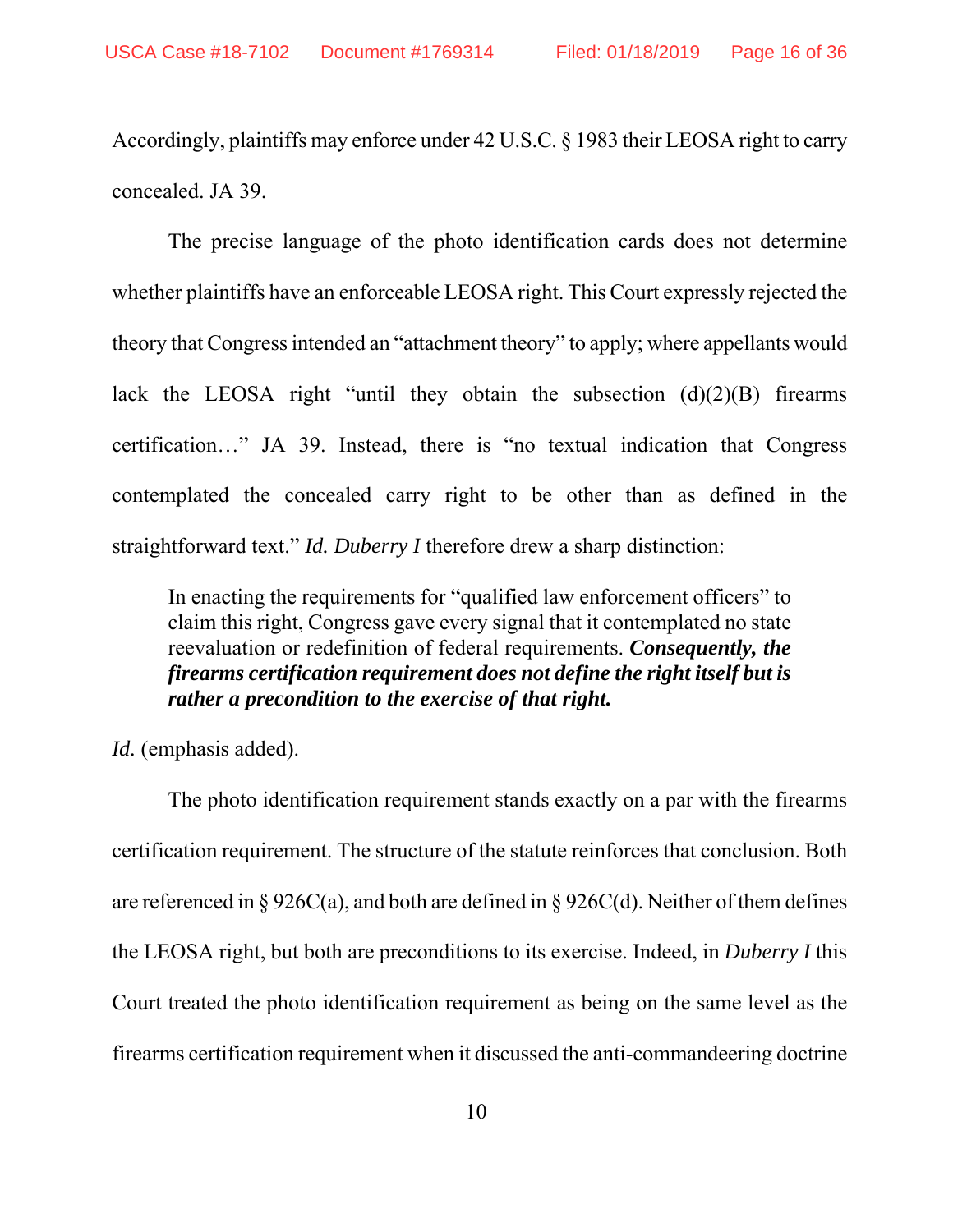Accordingly, plaintiffs may enforce under 42 U.S.C. § 1983 their LEOSA right to carry concealed. JA 39.

The precise language of the photo identification cards does not determine whether plaintiffs have an enforceable LEOSA right. This Court expressly rejected the theory that Congress intended an "attachment theory" to apply; where appellants would lack the LEOSA right "until they obtain the subsection (d)(2)(B) firearms certification…" JA 39. Instead, there is "no textual indication that Congress contemplated the concealed carry right to be other than as defined in the straightforward text." *Id. Duberry I* therefore drew a sharp distinction:

> In enacting the requirements for "qualified law enforcement officers" to claim this right, Congress gave every signal that it contemplated no state reevaluation or redefinition of federal requirements. ***Consequently, the firearms certification requirement does not define the right itself but is rather a precondition to the exercise of that right.***

*Id.* (emphasis added).

The photo identification requirement stands exactly on a par with the firearms certification requirement. The structure of the statute reinforces that conclusion. Both are referenced in § 926C(a), and both are defined in § 926C(d). Neither of them defines the LEOSA right, but both are preconditions to its exercise. Indeed, in *Duberry I* this Court treated the photo identification requirement as being on the same level as the firearms certification requirement when it discussed the anti-commandeering doctrine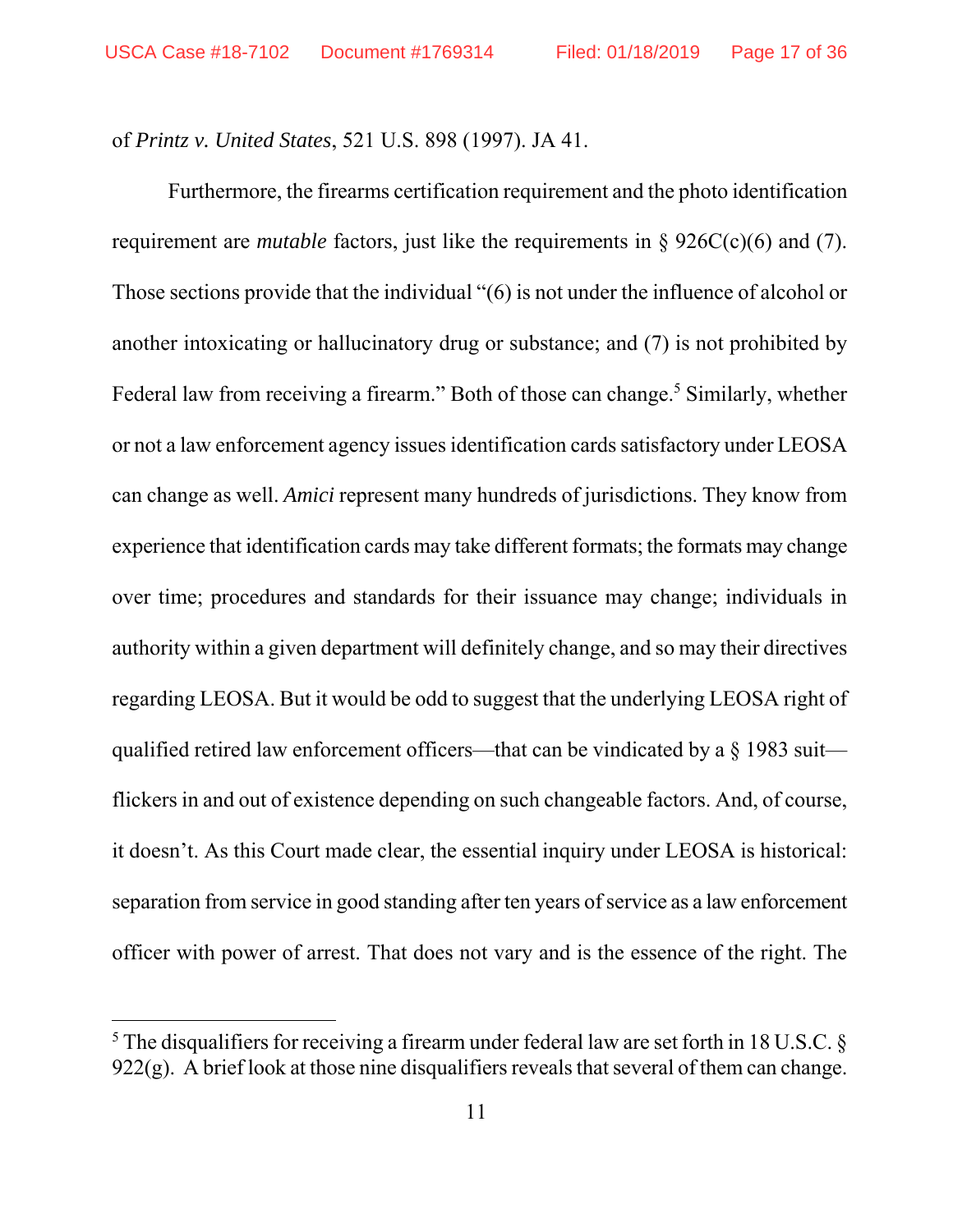of *Printz v. United States*, 521 U.S. 898 (1997). JA 41.

Furthermore, the firearms certification requirement and the photo identification requirement are *mutable* factors, just like the requirements in § 926C(c)(6) and (7). Those sections provide that the individual "(6) is not under the influence of alcohol or another intoxicating or hallucinatory drug or substance; and (7) is not prohibited by Federal law from receiving a firearm." Both of those can change.[5] Similarly, whether or not a law enforcement agency issues identification cards satisfactory under LEOSA can change as well. *Amici* represent many hundreds of jurisdictions. They know from experience that identification cards may take different formats; the formats may change over time; procedures and standards for their issuance may change; individuals in authority within a given department will definitely change, and so may their directives regarding LEOSA. But it would be odd to suggest that the underlying LEOSA right of qualified retired law enforcement officers—that can be vindicated by a § 1983 suit—flickers in and out of existence depending on such changeable factors. And, of course, it doesn't. As this Court made clear, the essential inquiry under LEOSA is historical: separation from service in good standing after ten years of service as a law enforcement officer with power of arrest. That does not vary and is the essence of the right. The

---

[5] The disqualifiers for receiving a firearm under federal law are set forth in 18 U.S.C. § 922(g). A brief look at those nine disqualifiers reveals that several of them can change.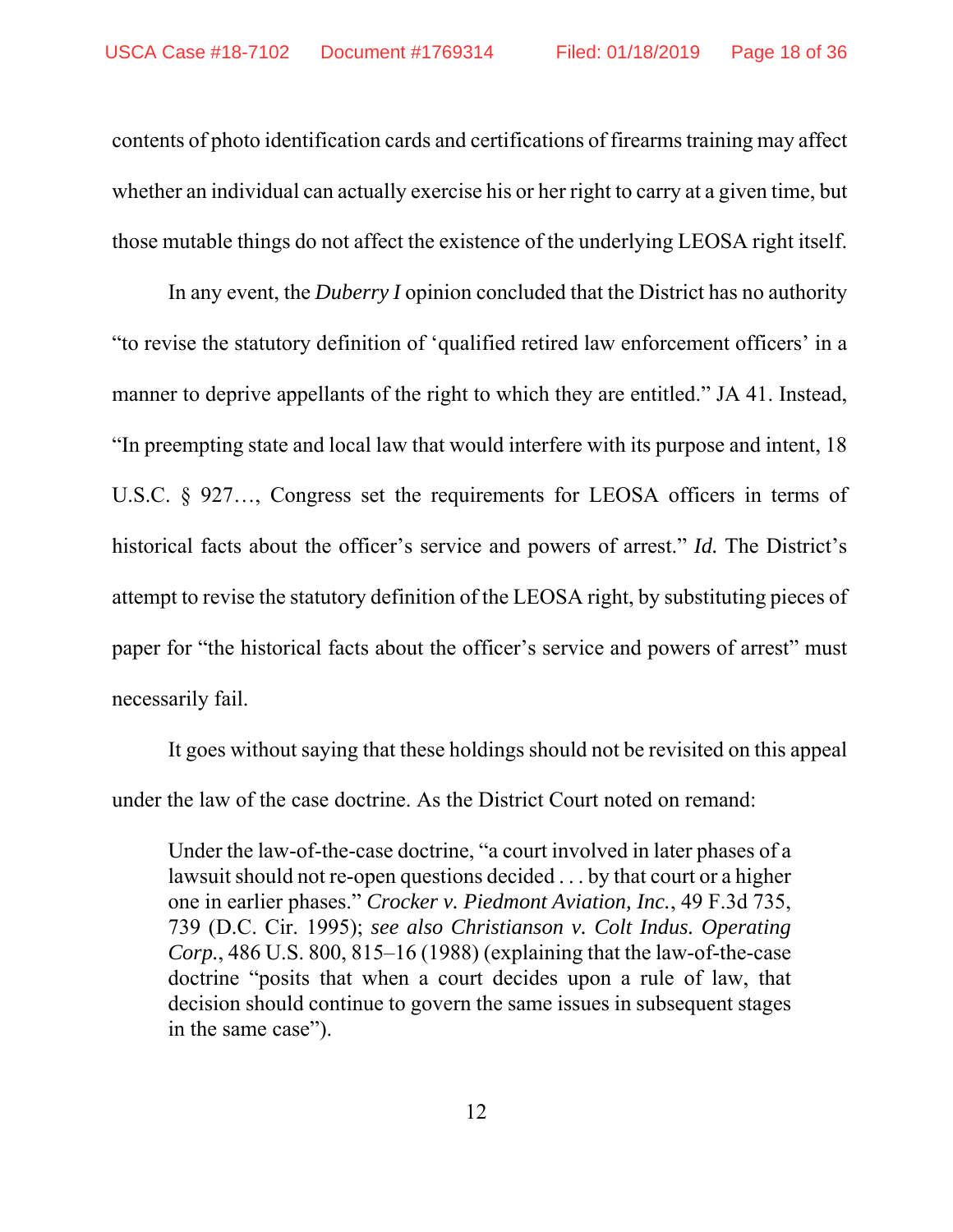contents of photo identification cards and certifications of firearms training may affect whether an individual can actually exercise his or her right to carry at a given time, but those mutable things do not affect the existence of the underlying LEOSA right itself.

In any event, the *Duberry I* opinion concluded that the District has no authority "to revise the statutory definition of 'qualified retired law enforcement officers' in a manner to deprive appellants of the right to which they are entitled." JA 41. Instead, "In preempting state and local law that would interfere with its purpose and intent, 18 U.S.C. § 927…, Congress set the requirements for LEOSA officers in terms of historical facts about the officer's service and powers of arrest." *Id.* The District's attempt to revise the statutory definition of the LEOSA right, by substituting pieces of paper for "the historical facts about the officer's service and powers of arrest" must necessarily fail.

It goes without saying that these holdings should not be revisited on this appeal under the law of the case doctrine. As the District Court noted on remand:

> Under the law-of-the-case doctrine, "a court involved in later phases of a lawsuit should not re-open questions decided . . . by that court or a higher one in earlier phases." *Crocker v. Piedmont Aviation, Inc.*, 49 F.3d 735, 739 (D.C. Cir. 1995); *see also Christianson v. Colt Indus. Operating Corp.*, 486 U.S. 800, 815–16 (1988) (explaining that the law-of-the-case doctrine "posits that when a court decides upon a rule of law, that decision should continue to govern the same issues in subsequent stages in the same case").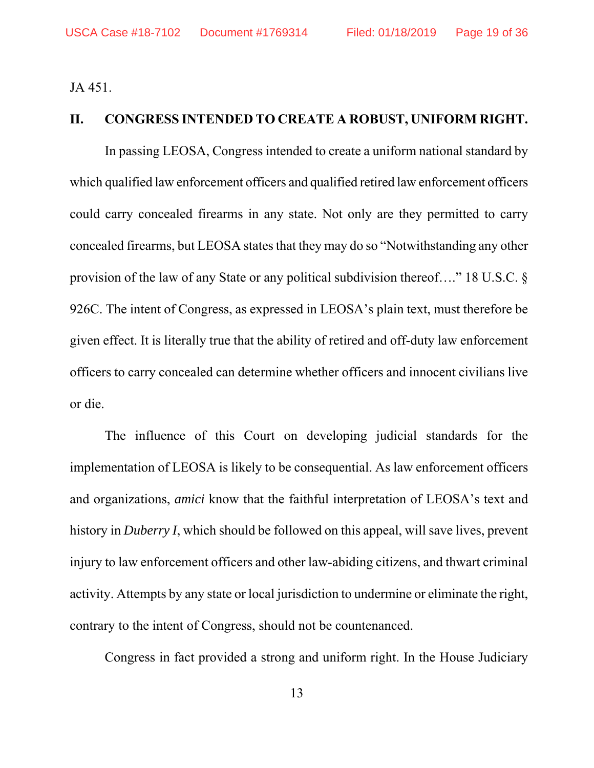JA 451.

## II. CONGRESS INTENDED TO CREATE A ROBUST, UNIFORM RIGHT.

In passing LEOSA, Congress intended to create a uniform national standard by which qualified law enforcement officers and qualified retired law enforcement officers could carry concealed firearms in any state. Not only are they permitted to carry concealed firearms, but LEOSA states that they may do so "Notwithstanding any other provision of the law of any State or any political subdivision thereof…." 18 U.S.C. § 926C. The intent of Congress, as expressed in LEOSA's plain text, must therefore be given effect. It is literally true that the ability of retired and off-duty law enforcement officers to carry concealed can determine whether officers and innocent civilians live or die.

The influence of this Court on developing judicial standards for the implementation of LEOSA is likely to be consequential. As law enforcement officers and organizations, *amici* know that the faithful interpretation of LEOSA's text and history in *Duberry I*, which should be followed on this appeal, will save lives, prevent injury to law enforcement officers and other law-abiding citizens, and thwart criminal activity. Attempts by any state or local jurisdiction to undermine or eliminate the right, contrary to the intent of Congress, should not be countenanced.

Congress in fact provided a strong and uniform right. In the House Judiciary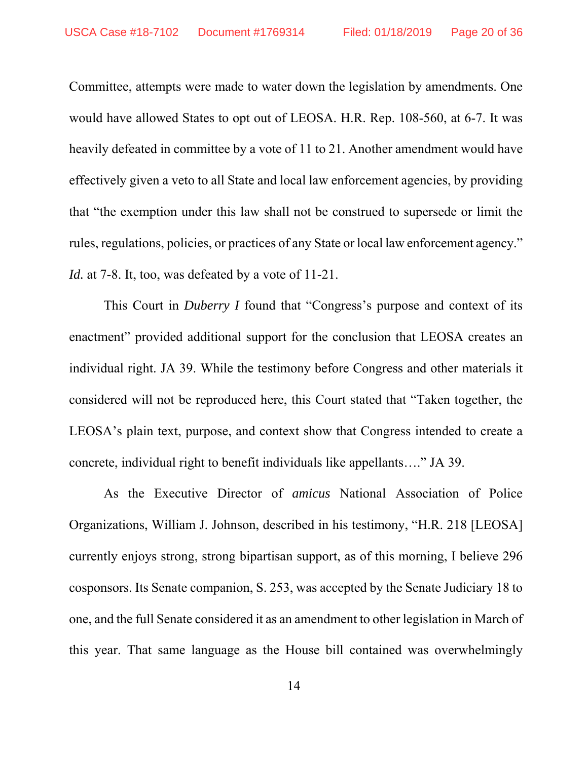Committee, attempts were made to water down the legislation by amendments. One would have allowed States to opt out of LEOSA. H.R. Rep. 108-560, at 6-7. It was heavily defeated in committee by a vote of 11 to 21. Another amendment would have effectively given a veto to all State and local law enforcement agencies, by providing that "the exemption under this law shall not be construed to supersede or limit the rules, regulations, policies, or practices of any State or local law enforcement agency." *Id.* at 7-8. It, too, was defeated by a vote of 11-21.

This Court in *Duberry I* found that "Congress's purpose and context of its enactment" provided additional support for the conclusion that LEOSA creates an individual right. JA 39. While the testimony before Congress and other materials it considered will not be reproduced here, this Court stated that "Taken together, the LEOSA's plain text, purpose, and context show that Congress intended to create a concrete, individual right to benefit individuals like appellants…." JA 39.

As the Executive Director of *amicus* National Association of Police Organizations, William J. Johnson, described in his testimony, "H.R. 218 [LEOSA] currently enjoys strong, strong bipartisan support, as of this morning, I believe 296 cosponsors. Its Senate companion, S. 253, was accepted by the Senate Judiciary 18 to one, and the full Senate considered it as an amendment to other legislation in March of this year. That same language as the House bill contained was overwhelmingly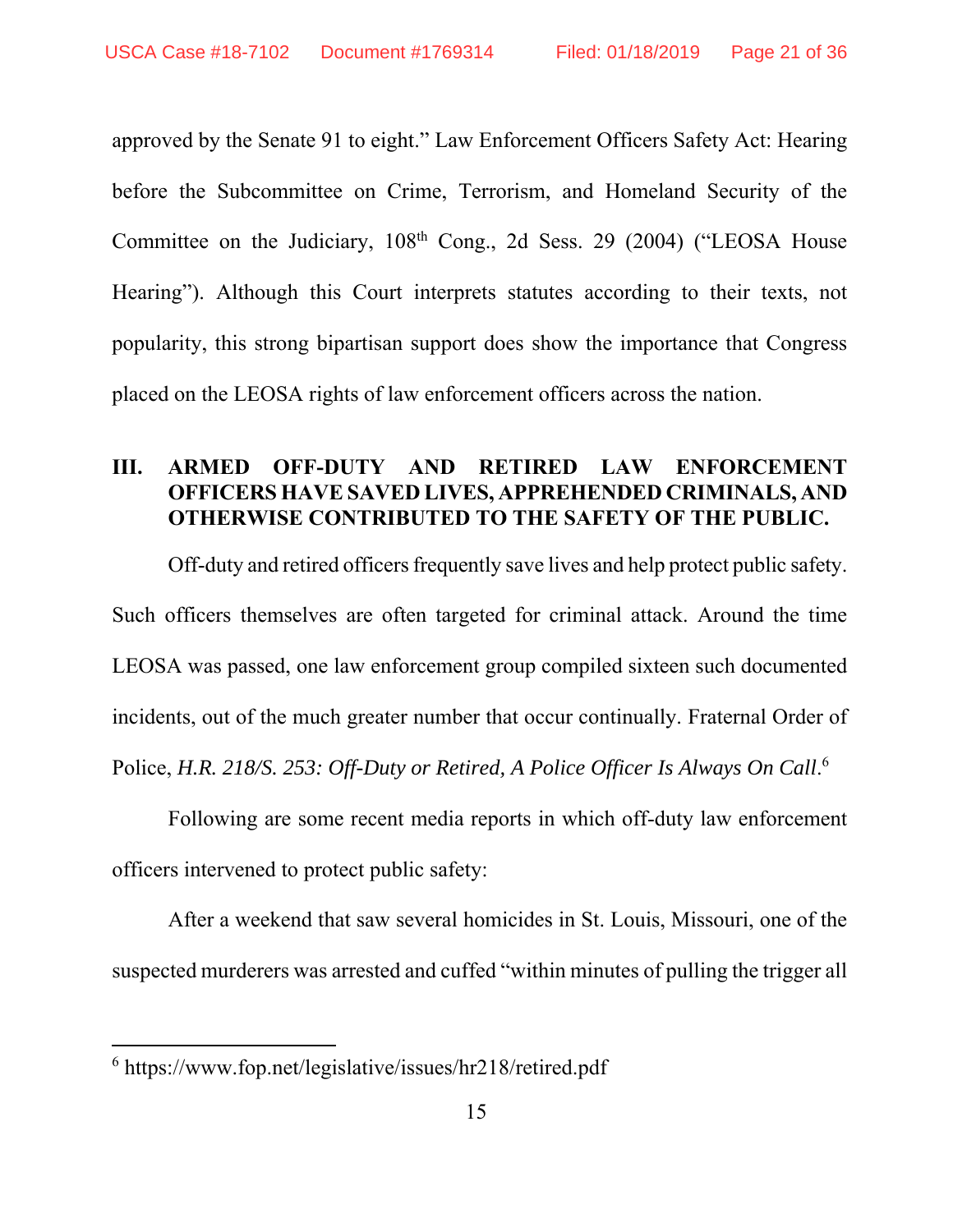approved by the Senate 91 to eight." Law Enforcement Officers Safety Act: Hearing before the Subcommittee on Crime, Terrorism, and Homeland Security of the Committee on the Judiciary, 108th Cong., 2d Sess. 29 (2004) ("LEOSA House Hearing"). Although this Court interprets statutes according to their texts, not popularity, this strong bipartisan support does show the importance that Congress placed on the LEOSA rights of law enforcement officers across the nation.

## III. ARMED OFF-DUTY AND RETIRED LAW ENFORCEMENT OFFICERS HAVE SAVED LIVES, APPREHENDED CRIMINALS, AND OTHERWISE CONTRIBUTED TO THE SAFETY OF THE PUBLIC.

Off-duty and retired officers frequently save lives and help protect public safety. Such officers themselves are often targeted for criminal attack. Around the time LEOSA was passed, one law enforcement group compiled sixteen such documented incidents, out of the much greater number that occur continually. Fraternal Order of Police, *H.R. 218/S. 253: Off-Duty or Retired, A Police Officer Is Always On Call*.[6]

Following are some recent media reports in which off-duty law enforcement officers intervened to protect public safety:

After a weekend that saw several homicides in St. Louis, Missouri, one of the suspected murderers was arrested and cuffed "within minutes of pulling the trigger all

[6] https://www.fop.net/legislative/issues/hr218/retired.pdf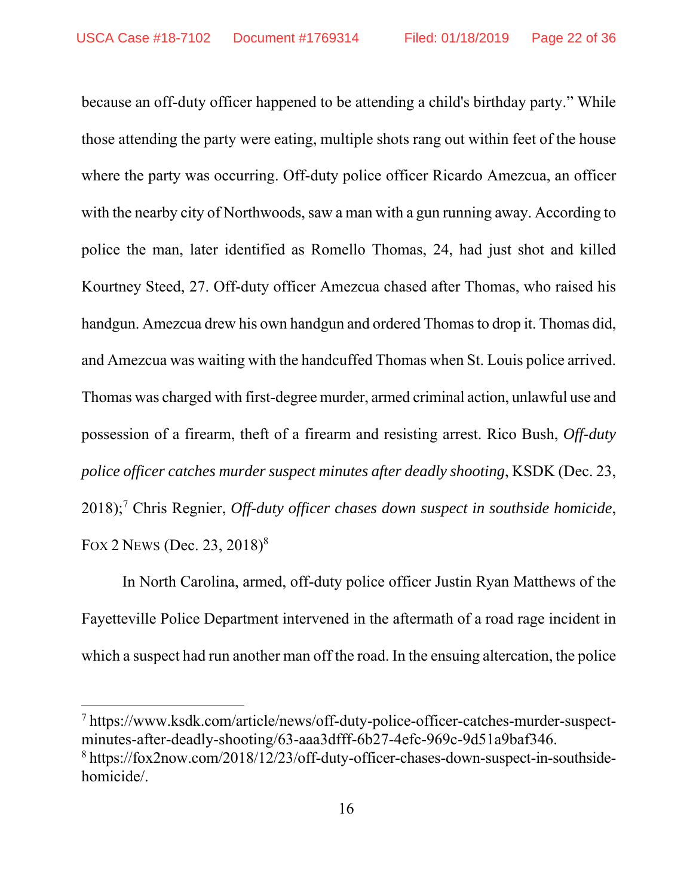because an off-duty officer happened to be attending a child's birthday party." While those attending the party were eating, multiple shots rang out within feet of the house where the party was occurring. Off-duty police officer Ricardo Amezcua, an officer with the nearby city of Northwoods, saw a man with a gun running away. According to police the man, later identified as Romello Thomas, 24, had just shot and killed Kourtney Steed, 27. Off-duty officer Amezcua chased after Thomas, who raised his handgun. Amezcua drew his own handgun and ordered Thomas to drop it. Thomas did, and Amezcua was waiting with the handcuffed Thomas when St. Louis police arrived. Thomas was charged with first-degree murder, armed criminal action, unlawful use and possession of a firearm, theft of a firearm and resisting arrest. Rico Bush, *Off-duty police officer catches murder suspect minutes after deadly shooting*, KSDK (Dec. 23, 2018);[7] Chris Regnier, *Off-duty officer chases down suspect in southside homicide*, FOX 2 NEWS (Dec. 23, 2018)[8]

In North Carolina, armed, off-duty police officer Justin Ryan Matthews of the Fayetteville Police Department intervened in the aftermath of a road rage incident in which a suspect had run another man off the road. In the ensuing altercation, the police

---

[7] https://www.ksdk.com/article/news/off-duty-police-officer-catches-murder-suspect-minutes-after-deadly-shooting/63-aaa3dfff-6b27-4efc-969c-9d51a9baf346.

[8] https://fox2now.com/2018/12/23/off-duty-officer-chases-down-suspect-in-southside-homicide/.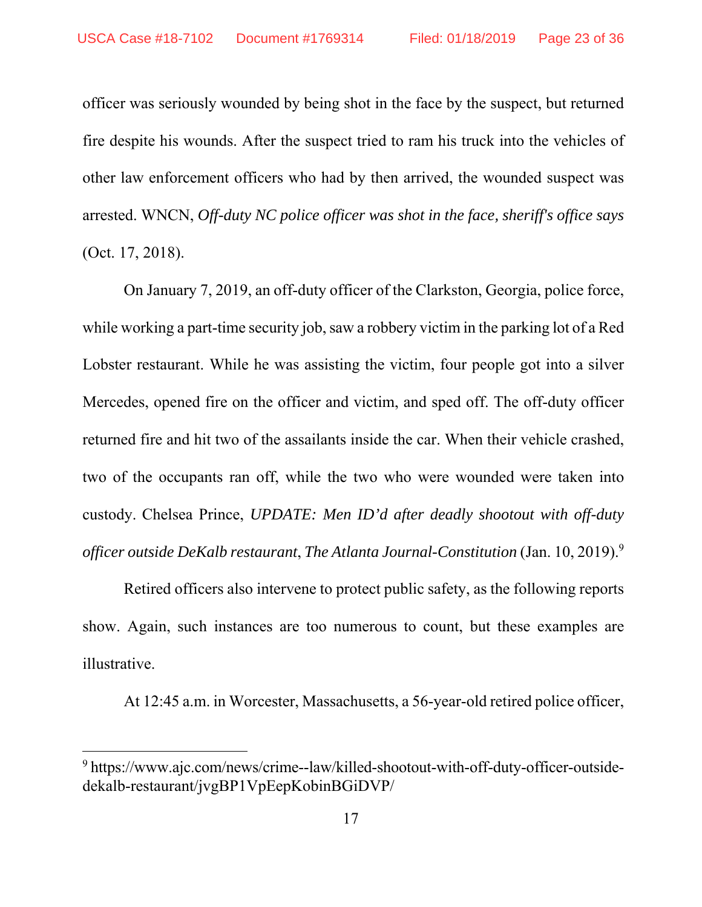officer was seriously wounded by being shot in the face by the suspect, but returned fire despite his wounds. After the suspect tried to ram his truck into the vehicles of other law enforcement officers who had by then arrived, the wounded suspect was arrested. WNCN, *Off-duty NC police officer was shot in the face, sheriff's office says* (Oct. 17, 2018).

On January 7, 2019, an off-duty officer of the Clarkston, Georgia, police force, while working a part-time security job, saw a robbery victim in the parking lot of a Red Lobster restaurant. While he was assisting the victim, four people got into a silver Mercedes, opened fire on the officer and victim, and sped off. The off-duty officer returned fire and hit two of the assailants inside the car. When their vehicle crashed, two of the occupants ran off, while the two who were wounded were taken into custody. Chelsea Prince, *UPDATE: Men ID'd after deadly shootout with off-duty officer outside DeKalb restaurant*, *The Atlanta Journal-Constitution* (Jan. 10, 2019).[9]

Retired officers also intervene to protect public safety, as the following reports show. Again, such instances are too numerous to count, but these examples are illustrative.

At 12:45 a.m. in Worcester, Massachusetts, a 56-year-old retired police officer,

---

[9] https://www.ajc.com/news/crime--law/killed-shootout-with-off-duty-officer-outside-dekalb-restaurant/jvgBP1VpEepKobinBGiDVP/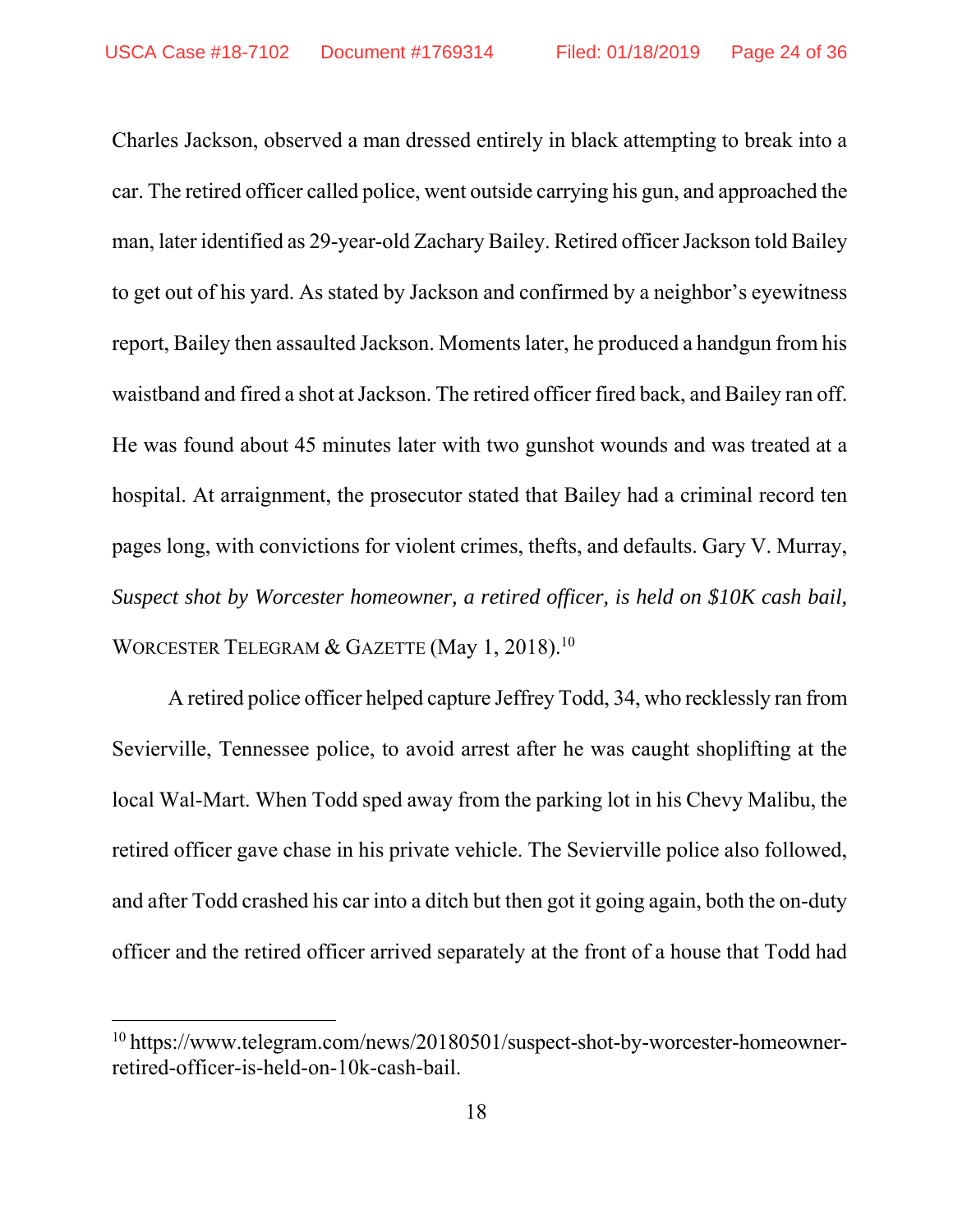Charles Jackson, observed a man dressed entirely in black attempting to break into a car. The retired officer called police, went outside carrying his gun, and approached the man, later identified as 29-year-old Zachary Bailey. Retired officer Jackson told Bailey to get out of his yard. As stated by Jackson and confirmed by a neighbor's eyewitness report, Bailey then assaulted Jackson. Moments later, he produced a handgun from his waistband and fired a shot at Jackson. The retired officer fired back, and Bailey ran off. He was found about 45 minutes later with two gunshot wounds and was treated at a hospital. At arraignment, the prosecutor stated that Bailey had a criminal record ten pages long, with convictions for violent crimes, thefts, and defaults. Gary V. Murray, *Suspect shot by Worcester homeowner, a retired officer, is held on $10K cash bail,* WORCESTER TELEGRAM & GAZETTE (May 1, 2018).[10]

A retired police officer helped capture Jeffrey Todd, 34, who recklessly ran from Sevierville, Tennessee police, to avoid arrest after he was caught shoplifting at the local Wal-Mart. When Todd sped away from the parking lot in his Chevy Malibu, the retired officer gave chase in his private vehicle. The Sevierville police also followed, and after Todd crashed his car into a ditch but then got it going again, both the on-duty officer and the retired officer arrived separately at the front of a house that Todd had

---

[10] https://www.telegram.com/news/20180501/suspect-shot-by-worcester-homeowner-retired-officer-is-held-on-10k-cash-bail.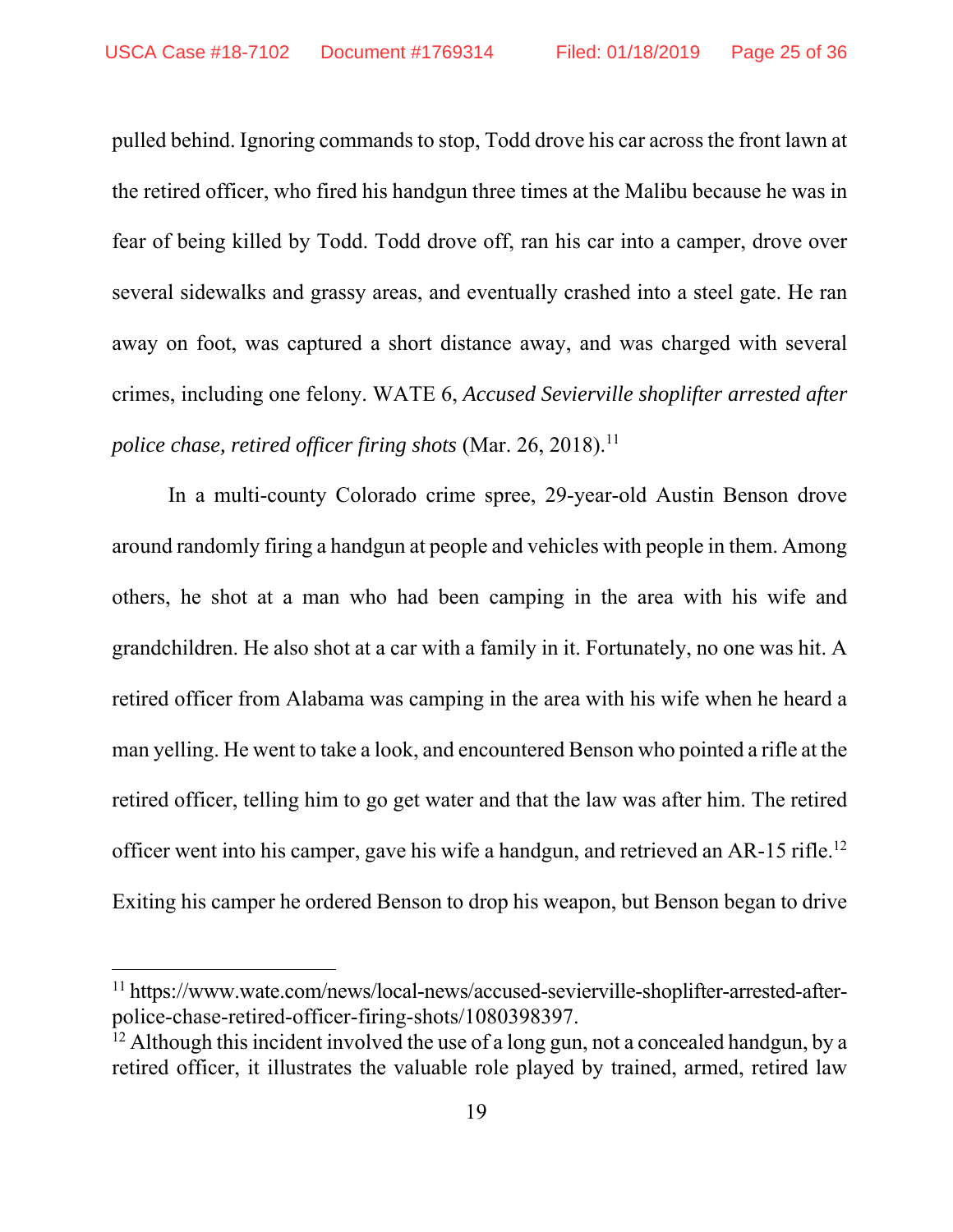pulled behind. Ignoring commands to stop, Todd drove his car across the front lawn at the retired officer, who fired his handgun three times at the Malibu because he was in fear of being killed by Todd. Todd drove off, ran his car into a camper, drove over several sidewalks and grassy areas, and eventually crashed into a steel gate. He ran away on foot, was captured a short distance away, and was charged with several crimes, including one felony. WATE 6, *Accused Sevierville shoplifter arrested after police chase, retired officer firing shots* (Mar. 26, 2018).[11]

In a multi-county Colorado crime spree, 29-year-old Austin Benson drove around randomly firing a handgun at people and vehicles with people in them. Among others, he shot at a man who had been camping in the area with his wife and grandchildren. He also shot at a car with a family in it. Fortunately, no one was hit. A retired officer from Alabama was camping in the area with his wife when he heard a man yelling. He went to take a look, and encountered Benson who pointed a rifle at the retired officer, telling him to go get water and that the law was after him. The retired officer went into his camper, gave his wife a handgun, and retrieved an AR-15 rifle.[12] Exiting his camper he ordered Benson to drop his weapon, but Benson began to drive

---

[11] https://www.wate.com/news/local-news/accused-sevierville-shoplifter-arrested-after-police-chase-retired-officer-firing-shots/1080398397.

[12] Although this incident involved the use of a long gun, not a concealed handgun, by a retired officer, it illustrates the valuable role played by trained, armed, retired law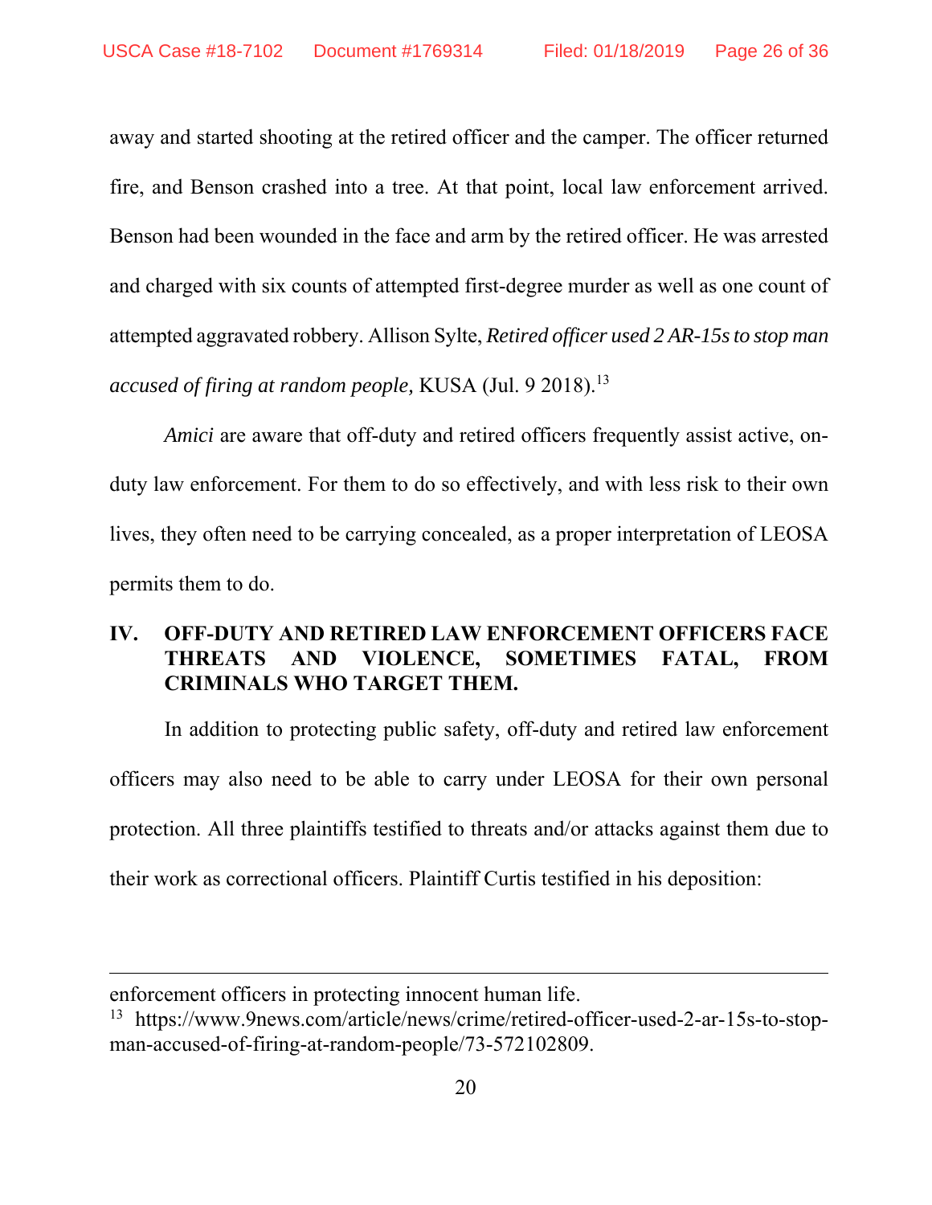away and started shooting at the retired officer and the camper. The officer returned fire, and Benson crashed into a tree. At that point, local law enforcement arrived. Benson had been wounded in the face and arm by the retired officer. He was arrested and charged with six counts of attempted first-degree murder as well as one count of attempted aggravated robbery. Allison Sylte, *Retired officer used 2 AR-15s to stop man accused of firing at random people,* KUSA (Jul. 9 2018).[13]

*Amici* are aware that off-duty and retired officers frequently assist active, on-duty law enforcement. For them to do so effectively, and with less risk to their own lives, they often need to be carrying concealed, as a proper interpretation of LEOSA permits them to do.

## IV. OFF-DUTY AND RETIRED LAW ENFORCEMENT OFFICERS FACE THREATS AND VIOLENCE, SOMETIMES FATAL, FROM CRIMINALS WHO TARGET THEM.

In addition to protecting public safety, off-duty and retired law enforcement officers may also need to be able to carry under LEOSA for their own personal protection. All three plaintiffs testified to threats and/or attacks against them due to their work as correctional officers. Plaintiff Curtis testified in his deposition:

---

enforcement officers in protecting innocent human life.

[13] https://www.9news.com/article/news/crime/retired-officer-used-2-ar-15s-to-stop-man-accused-of-firing-at-random-people/73-572102809.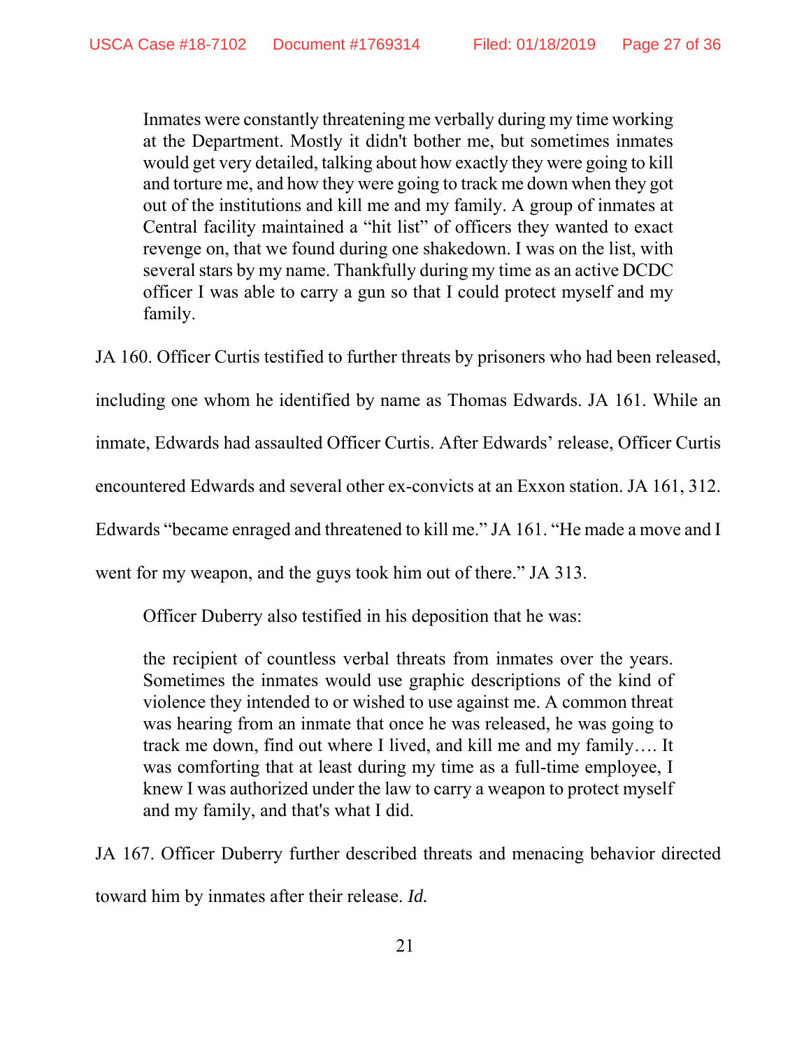> Inmates were constantly threatening me verbally during my time working at the Department. Mostly it didn't bother me, but sometimes inmates would get very detailed, talking about how exactly they were going to kill and torture me, and how they were going to track me down when they got out of the institutions and kill me and my family. A group of inmates at Central facility maintained a "hit list" of officers they wanted to exact revenge on, that we found during one shakedown. I was on the list, with several stars by my name. Thankfully during my time as an active DCDC officer I was able to carry a gun so that I could protect myself and my family.

JA 160. Officer Curtis testified to further threats by prisoners who had been released, including one whom he identified by name as Thomas Edwards. JA 161. While an inmate, Edwards had assaulted Officer Curtis. After Edwards' release, Officer Curtis encountered Edwards and several other ex-convicts at an Exxon station. JA 161, 312. Edwards "became enraged and threatened to kill me." JA 161. "He made a move and I went for my weapon, and the guys took him out of there." JA 313.

Officer Duberry also testified in his deposition that he was:

> the recipient of countless verbal threats from inmates over the years. Sometimes the inmates would use graphic descriptions of the kind of violence they intended to or wished to use against me. A common threat was hearing from an inmate that once he was released, he was going to track me down, find out where I lived, and kill me and my family…. It was comforting that at least during my time as a full-time employee, I knew I was authorized under the law to carry a weapon to protect myself and my family, and that's what I did.

JA 167. Officer Duberry further described threats and menacing behavior directed toward him by inmates after their release. *Id.*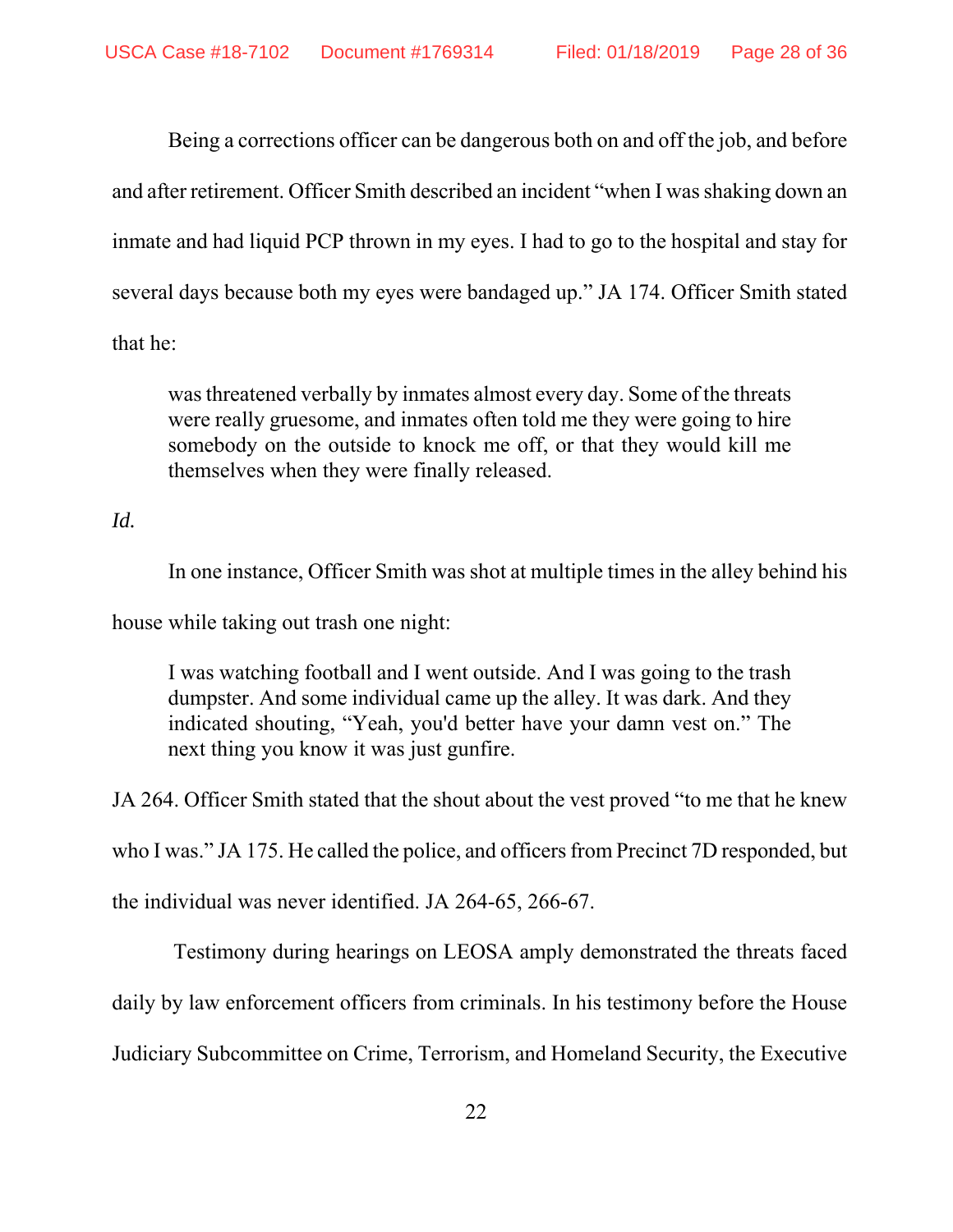Being a corrections officer can be dangerous both on and off the job, and before and after retirement. Officer Smith described an incident "when I was shaking down an inmate and had liquid PCP thrown in my eyes. I had to go to the hospital and stay for several days because both my eyes were bandaged up." JA 174. Officer Smith stated that he:

> was threatened verbally by inmates almost every day. Some of the threats were really gruesome, and inmates often told me they were going to hire somebody on the outside to knock me off, or that they would kill me themselves when they were finally released.

*Id.*

In one instance, Officer Smith was shot at multiple times in the alley behind his house while taking out trash one night:

> I was watching football and I went outside. And I was going to the trash dumpster. And some individual came up the alley. It was dark. And they indicated shouting, "Yeah, you'd better have your damn vest on." The next thing you know it was just gunfire.

JA 264. Officer Smith stated that the shout about the vest proved "to me that he knew who I was." JA 175. He called the police, and officers from Precinct 7D responded, but the individual was never identified. JA 264-65, 266-67.

Testimony during hearings on LEOSA amply demonstrated the threats faced daily by law enforcement officers from criminals. In his testimony before the House Judiciary Subcommittee on Crime, Terrorism, and Homeland Security, the Executive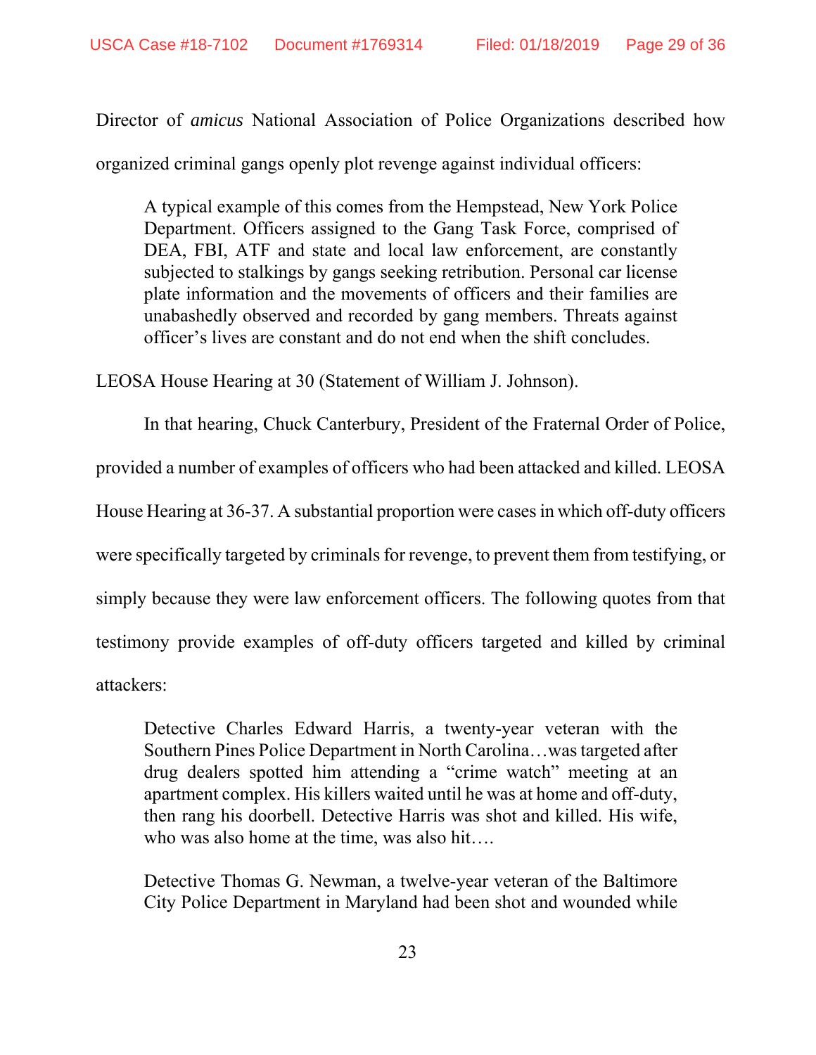Director of *amicus* National Association of Police Organizations described how organized criminal gangs openly plot revenge against individual officers:

> A typical example of this comes from the Hempstead, New York Police Department. Officers assigned to the Gang Task Force, comprised of DEA, FBI, ATF and state and local law enforcement, are constantly subjected to stalkings by gangs seeking retribution. Personal car license plate information and the movements of officers and their families are unabashedly observed and recorded by gang members. Threats against officer's lives are constant and do not end when the shift concludes.

LEOSA House Hearing at 30 (Statement of William J. Johnson).

In that hearing, Chuck Canterbury, President of the Fraternal Order of Police, provided a number of examples of officers who had been attacked and killed. LEOSA House Hearing at 36-37. A substantial proportion were cases in which off-duty officers were specifically targeted by criminals for revenge, to prevent them from testifying, or simply because they were law enforcement officers. The following quotes from that testimony provide examples of off-duty officers targeted and killed by criminal attackers:

> Detective Charles Edward Harris, a twenty-year veteran with the Southern Pines Police Department in North Carolina…was targeted after drug dealers spotted him attending a "crime watch" meeting at an apartment complex. His killers waited until he was at home and off-duty, then rang his doorbell. Detective Harris was shot and killed. His wife, who was also home at the time, was also hit….
>
> Detective Thomas G. Newman, a twelve-year veteran of the Baltimore City Police Department in Maryland had been shot and wounded while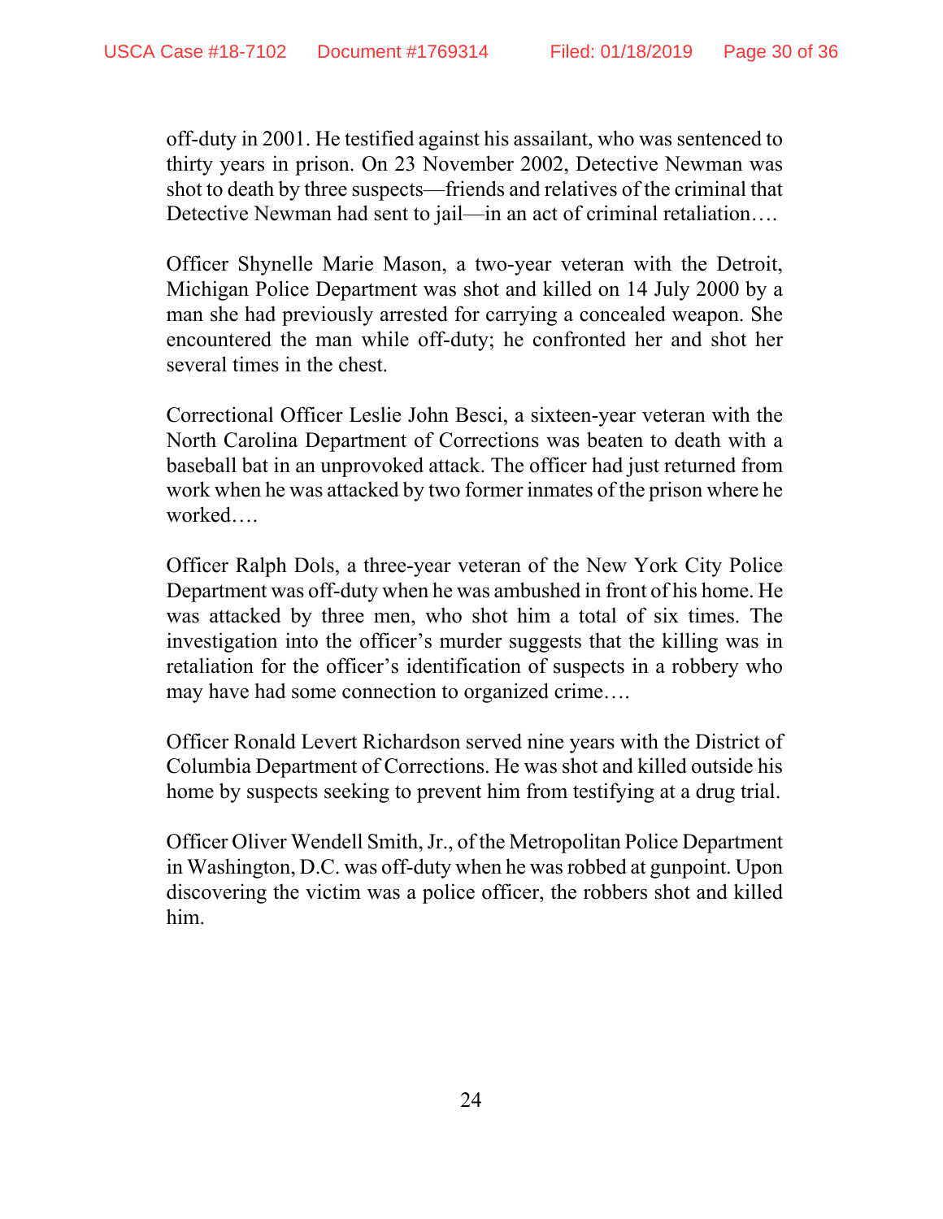off-duty in 2001. He testified against his assailant, who was sentenced to thirty years in prison. On 23 November 2002, Detective Newman was shot to death by three suspects—friends and relatives of the criminal that Detective Newman had sent to jail—in an act of criminal retaliation….

Officer Shynelle Marie Mason, a two-year veteran with the Detroit, Michigan Police Department was shot and killed on 14 July 2000 by a man she had previously arrested for carrying a concealed weapon. She encountered the man while off-duty; he confronted her and shot her several times in the chest.

Correctional Officer Leslie John Besci, a sixteen-year veteran with the North Carolina Department of Corrections was beaten to death with a baseball bat in an unprovoked attack. The officer had just returned from work when he was attacked by two former inmates of the prison where he worked….

Officer Ralph Dols, a three-year veteran of the New York City Police Department was off-duty when he was ambushed in front of his home. He was attacked by three men, who shot him a total of six times. The investigation into the officer's murder suggests that the killing was in retaliation for the officer's identification of suspects in a robbery who may have had some connection to organized crime….

Officer Ronald Levert Richardson served nine years with the District of Columbia Department of Corrections. He was shot and killed outside his home by suspects seeking to prevent him from testifying at a drug trial.

Officer Oliver Wendell Smith, Jr., of the Metropolitan Police Department in Washington, D.C. was off-duty when he was robbed at gunpoint. Upon discovering the victim was a police officer, the robbers shot and killed him.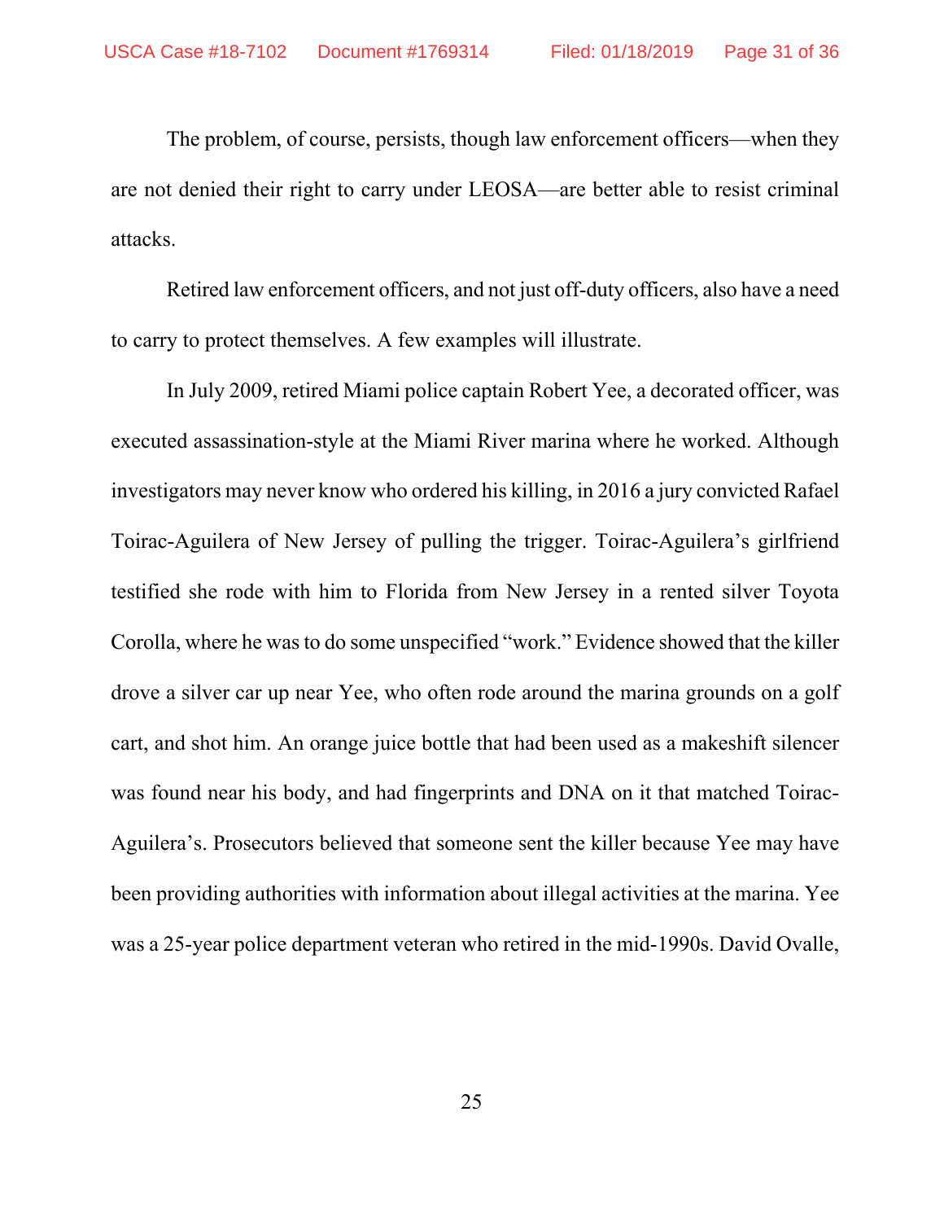The problem, of course, persists, though law enforcement officers—when they are not denied their right to carry under LEOSA—are better able to resist criminal attacks.

Retired law enforcement officers, and not just off-duty officers, also have a need to carry to protect themselves. A few examples will illustrate.

In July 2009, retired Miami police captain Robert Yee, a decorated officer, was executed assassination-style at the Miami River marina where he worked. Although investigators may never know who ordered his killing, in 2016 a jury convicted Rafael Toirac-Aguilera of New Jersey of pulling the trigger. Toirac-Aguilera's girlfriend testified she rode with him to Florida from New Jersey in a rented silver Toyota Corolla, where he was to do some unspecified "work." Evidence showed that the killer drove a silver car up near Yee, who often rode around the marina grounds on a golf cart, and shot him. An orange juice bottle that had been used as a makeshift silencer was found near his body, and had fingerprints and DNA on it that matched Toirac-Aguilera's. Prosecutors believed that someone sent the killer because Yee may have been providing authorities with information about illegal activities at the marina. Yee was a 25-year police department veteran who retired in the mid-1990s. David Ovalle,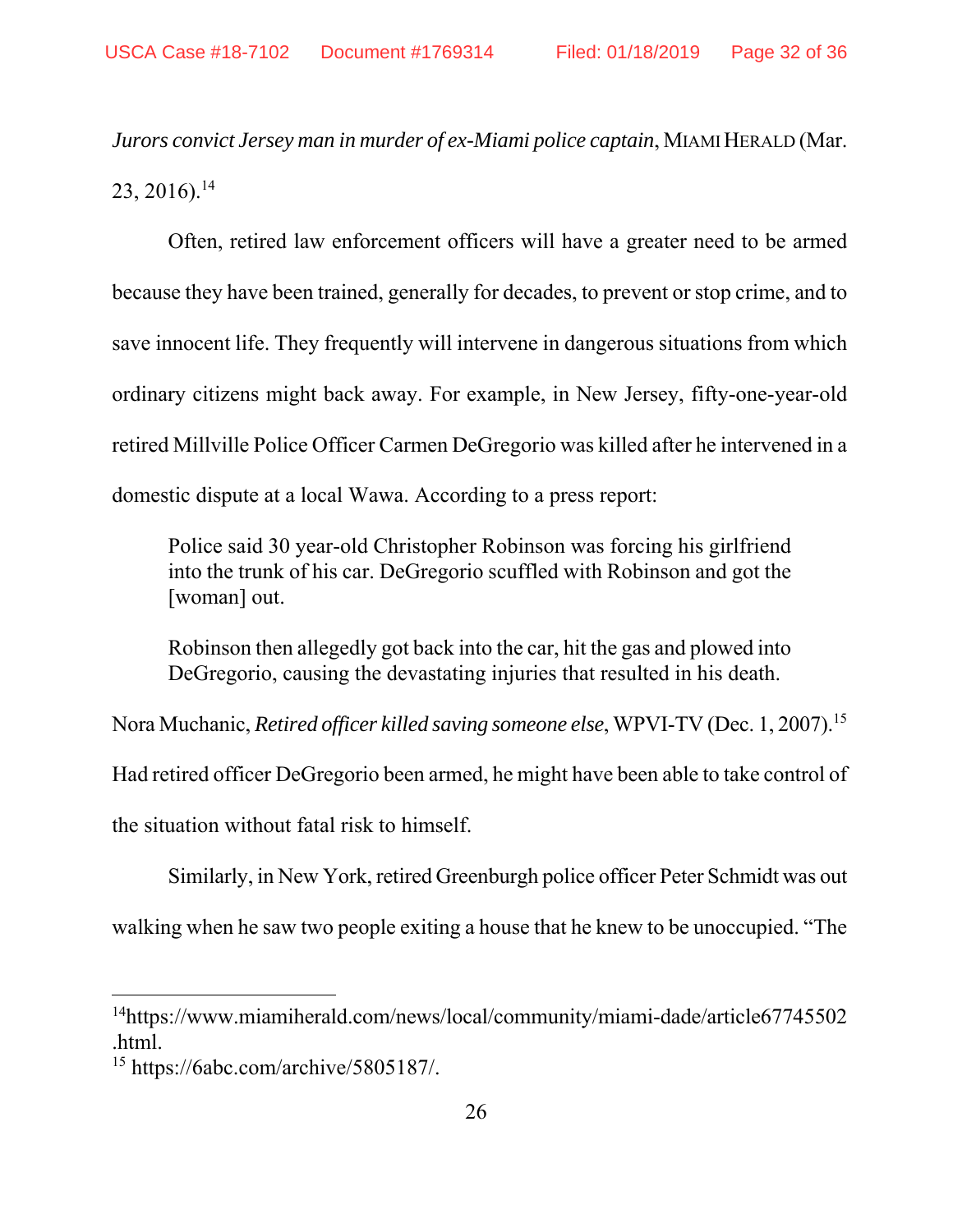*Jurors convict Jersey man in murder of ex-Miami police captain*, MIAMI HERALD (Mar. 23, 2016).[14]

Often, retired law enforcement officers will have a greater need to be armed because they have been trained, generally for decades, to prevent or stop crime, and to save innocent life. They frequently will intervene in dangerous situations from which ordinary citizens might back away. For example, in New Jersey, fifty-one-year-old retired Millville Police Officer Carmen DeGregorio was killed after he intervened in a domestic dispute at a local Wawa. According to a press report:

> Police said 30 year-old Christopher Robinson was forcing his girlfriend into the trunk of his car. DeGregorio scuffled with Robinson and got the [woman] out.
>
> Robinson then allegedly got back into the car, hit the gas and plowed into DeGregorio, causing the devastating injuries that resulted in his death.

Nora Muchanic, *Retired officer killed saving someone else*, WPVI-TV (Dec. 1, 2007).[15] Had retired officer DeGregorio been armed, he might have been able to take control of the situation without fatal risk to himself.

Similarly, in New York, retired Greenburgh police officer Peter Schmidt was out walking when he saw two people exiting a house that he knew to be unoccupied. "The

---

[14] https://www.miamiherald.com/news/local/community/miami-dade/article67745502.html.

[15] https://6abc.com/archive/5805187/.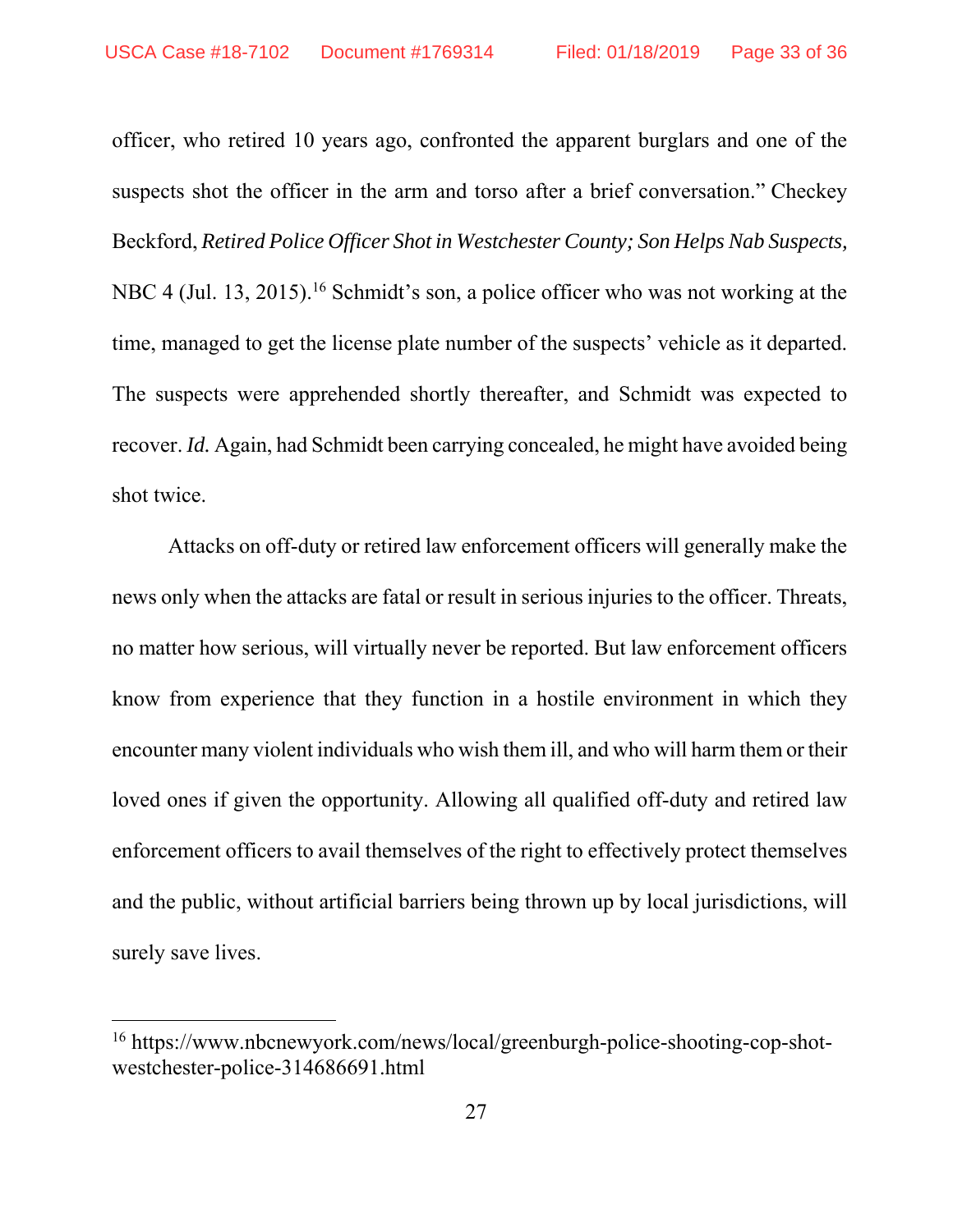officer, who retired 10 years ago, confronted the apparent burglars and one of the suspects shot the officer in the arm and torso after a brief conversation." Checkey Beckford, *Retired Police Officer Shot in Westchester County; Son Helps Nab Suspects,* NBC 4 (Jul. 13, 2015).[16] Schmidt's son, a police officer who was not working at the time, managed to get the license plate number of the suspects' vehicle as it departed. The suspects were apprehended shortly thereafter, and Schmidt was expected to recover. *Id.* Again, had Schmidt been carrying concealed, he might have avoided being shot twice.

Attacks on off-duty or retired law enforcement officers will generally make the news only when the attacks are fatal or result in serious injuries to the officer. Threats, no matter how serious, will virtually never be reported. But law enforcement officers know from experience that they function in a hostile environment in which they encounter many violent individuals who wish them ill, and who will harm them or their loved ones if given the opportunity. Allowing all qualified off-duty and retired law enforcement officers to avail themselves of the right to effectively protect themselves and the public, without artificial barriers being thrown up by local jurisdictions, will surely save lives.

---

[16] https://www.nbcnewyork.com/news/local/greenburgh-police-shooting-cop-shot-westchester-police-314686691.html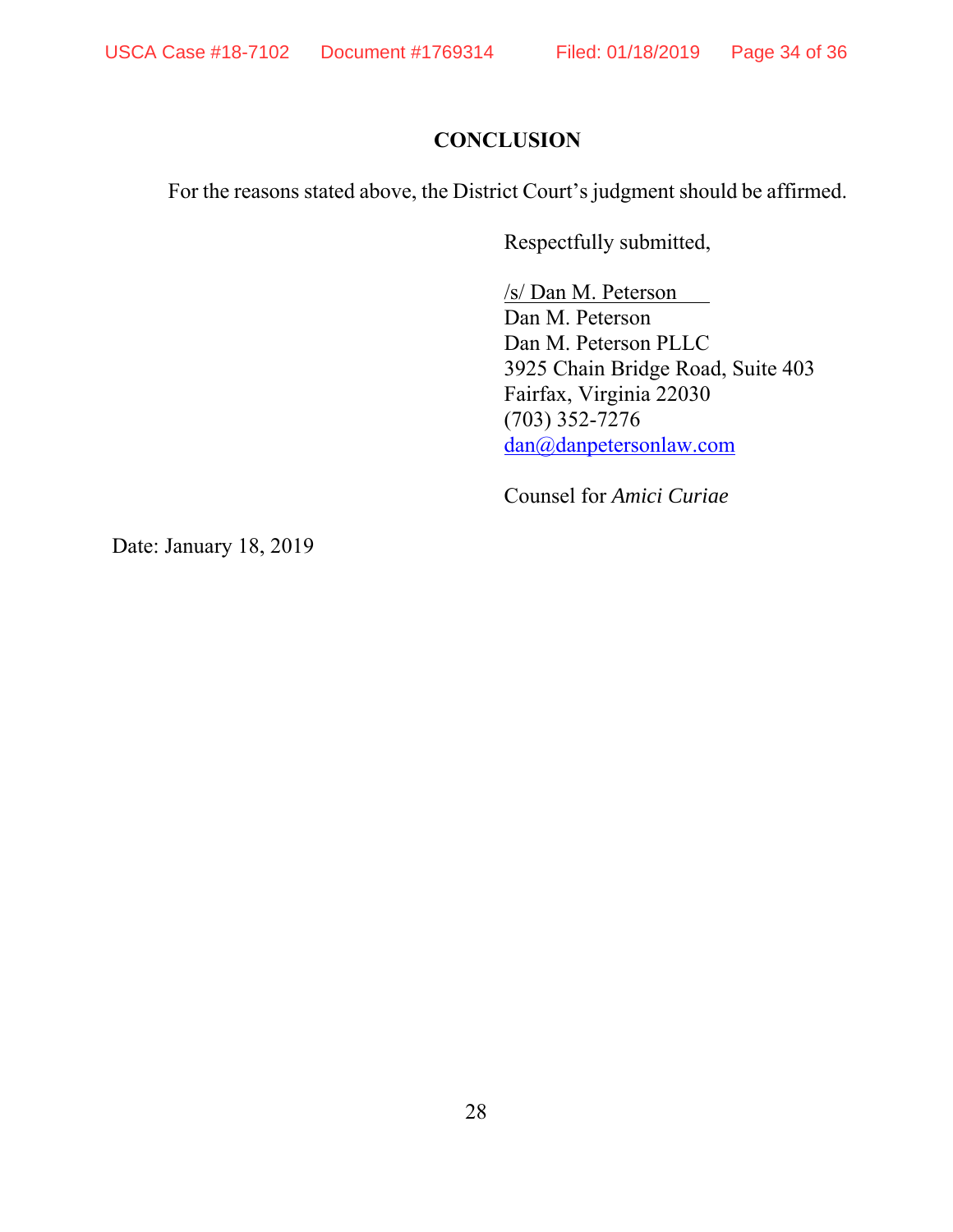## CONCLUSION

For the reasons stated above, the District Court's judgment should be affirmed.

Respectfully submitted,

/s/ Dan M. Peterson
Dan M. Peterson
Dan M. Peterson PLLC
3925 Chain Bridge Road, Suite 403
Fairfax, Virginia 22030
(703) 352-7276
dan@danpetersonlaw.com

Counsel for *Amici Curiae*

Date: January 18, 2019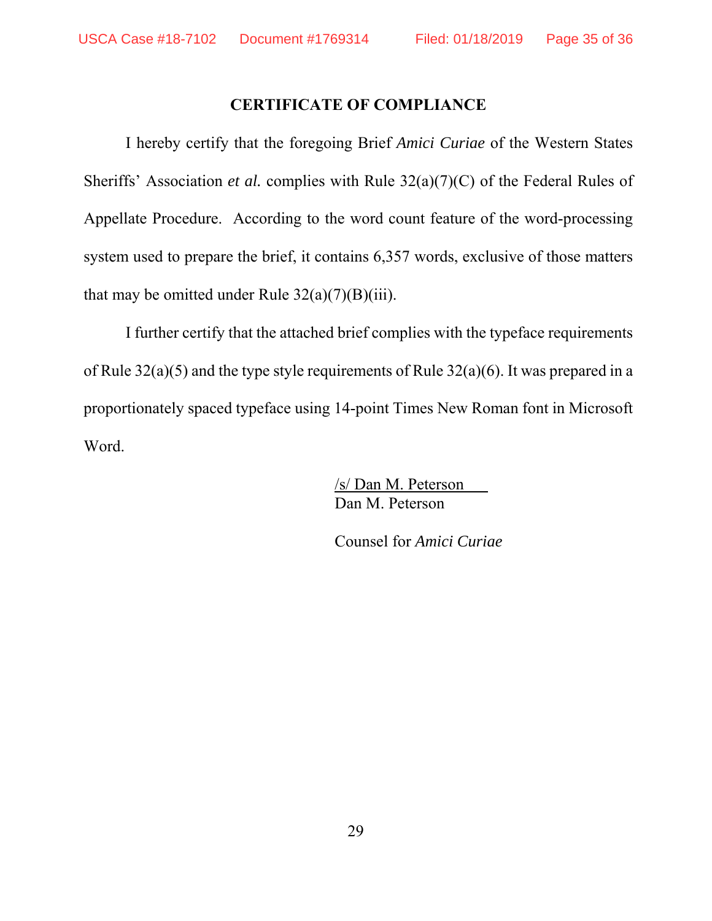## CERTIFICATE OF COMPLIANCE

I hereby certify that the foregoing Brief *Amici Curiae* of the Western States Sheriffs' Association *et al.* complies with Rule 32(a)(7)(C) of the Federal Rules of Appellate Procedure. According to the word count feature of the word-processing system used to prepare the brief, it contains 6,357 words, exclusive of those matters that may be omitted under Rule 32(a)(7)(B)(iii).

I further certify that the attached brief complies with the typeface requirements of Rule 32(a)(5) and the type style requirements of Rule 32(a)(6). It was prepared in a proportionately spaced typeface using 14-point Times New Roman font in Microsoft Word.

/s/ Dan M. Peterson
Dan M. Peterson

Counsel for *Amici Curiae*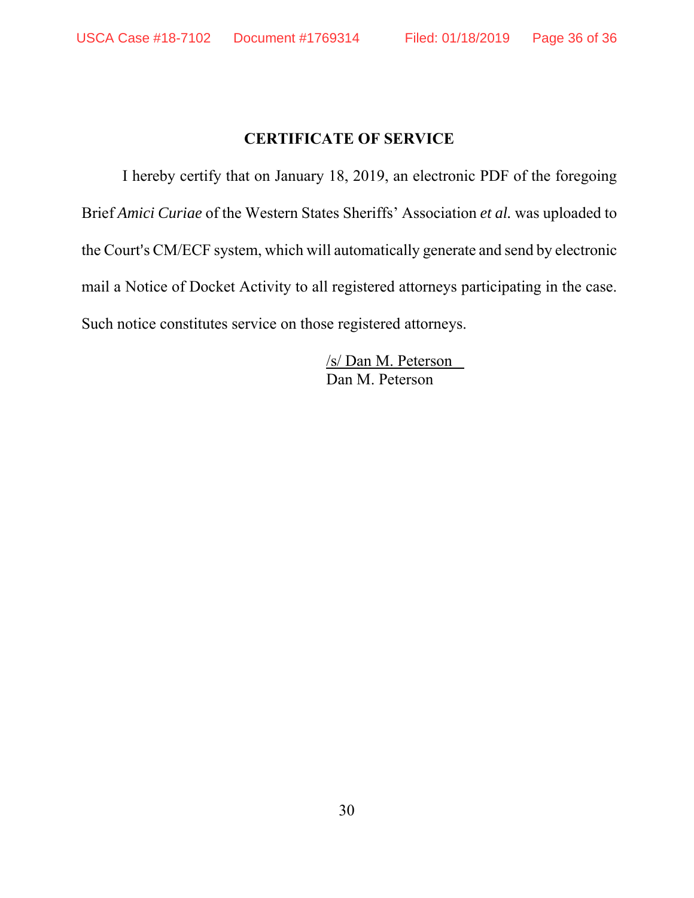## CERTIFICATE OF SERVICE

I hereby certify that on January 18, 2019, an electronic PDF of the foregoing Brief *Amici Curiae* of the Western States Sheriffs' Association *et al.* was uploaded to the Court's CM/ECF system, which will automatically generate and send by electronic mail a Notice of Docket Activity to all registered attorneys participating in the case. Such notice constitutes service on those registered attorneys.

/s/ Dan M. Peterson
Dan M. Peterson